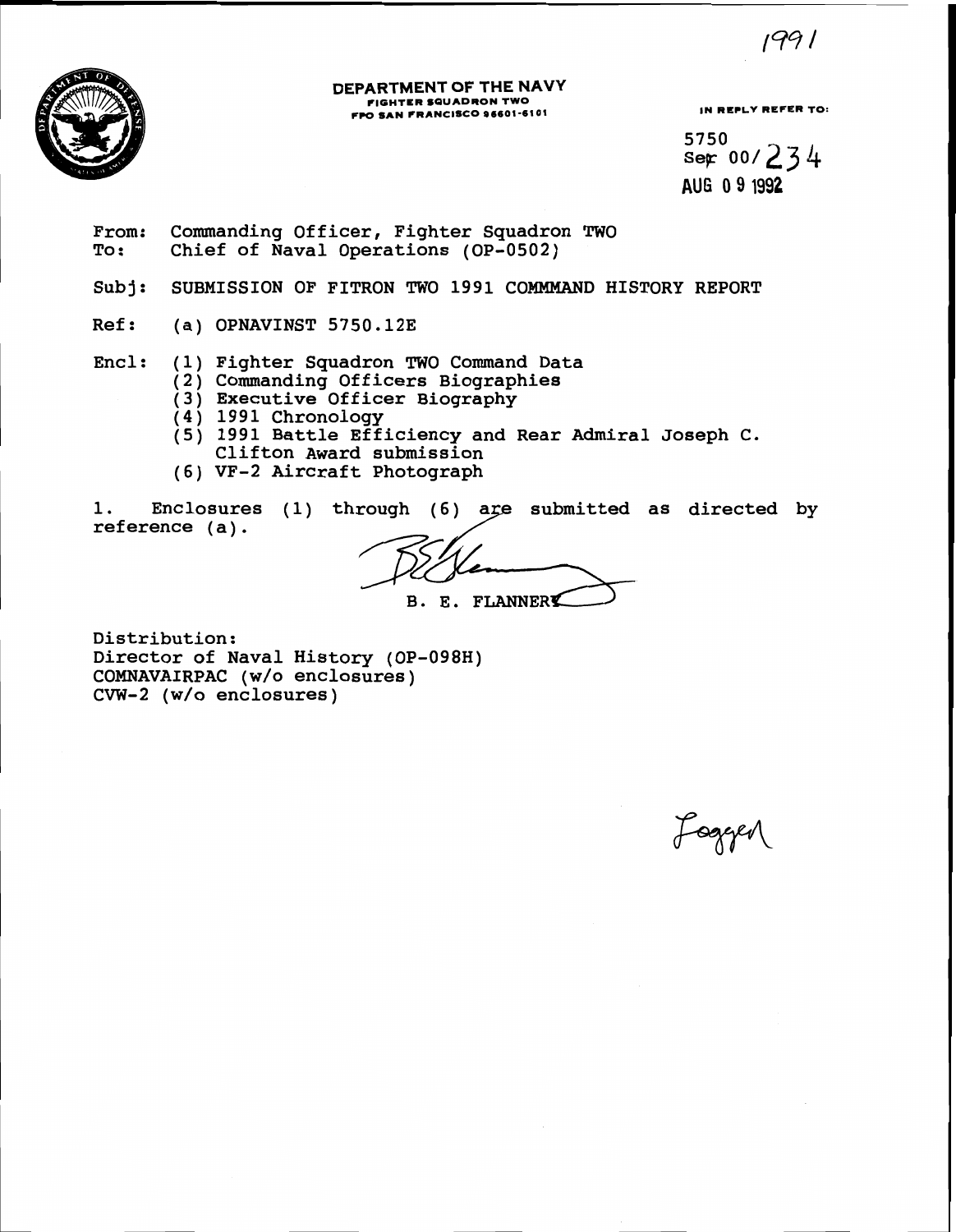1991

**DEPARTMENT OF THE NAVY**
FIGHTER SQUADRON TWO
FPO SAN FRANCISCO 96601-6101

IN REPLY REFER TO:

5750
Ser 00/234
AUG 09 1992

From: Commanding Officer, Fighter Squadron TWO
To: Chief of Naval Operations (OP-0502)

Subj: SUBMISSION OF FITRON TWO 1991 COMMMAND HISTORY REPORT

Ref: (a) OPNAVINST 5750.12E

Encl: (1) Fighter Squadron TWO Command Data
(2) Commanding Officers Biographies
(3) Executive Officer Biography
(4) 1991 Chronology
(5) 1991 Battle Efficiency and Rear Admiral Joseph C. Clifton Award submission
(6) VF-2 Aircraft Photograph

1. Enclosures (1) through (6) are submitted as directed by reference (a).

B. E. FLANNERY

Distribution:
Director of Naval History (OP-098H)
COMNAVAIRPAC (w/o enclosures)
CVW-2 (w/o enclosures)

Logged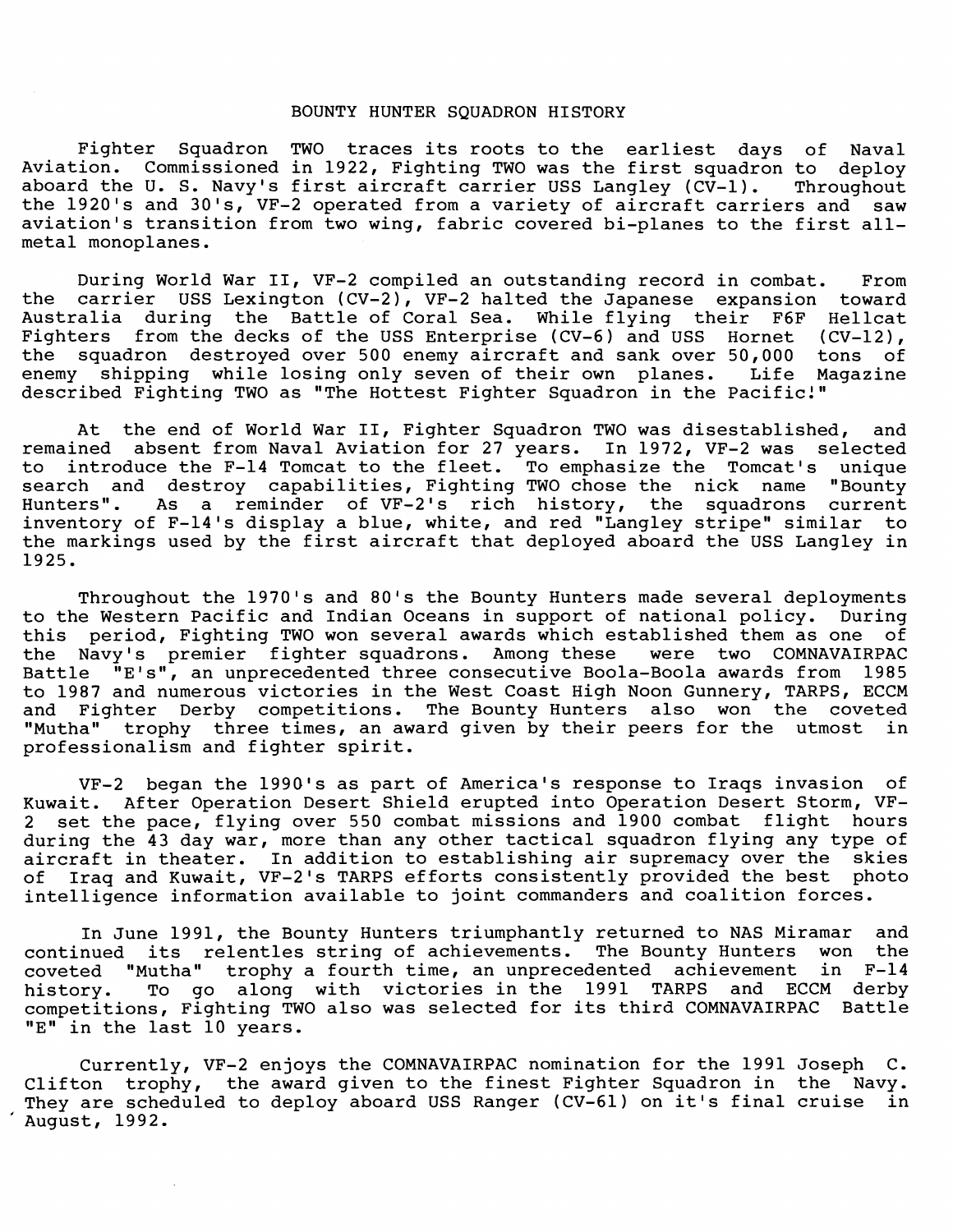# BOUNTY HUNTER SQUADRON HISTORY

Fighter Squadron TWO traces its roots to the earliest days of Naval Aviation. Commissioned in 1922, Fighting TWO was the first squadron to deploy aboard the U. S. Navy's first aircraft carrier USS Langley (CV-1). Throughout the 1920's and 30's, VF-2 operated from a variety of aircraft carriers and saw aviation's transition from two wing, fabric covered bi-planes to the first all-metal monoplanes.

During World War II, VF-2 compiled an outstanding record in combat. From the carrier USS Lexington (CV-2), VF-2 halted the Japanese expansion toward Australia during the Battle of Coral Sea. While flying their F6F Hellcat Fighters from the decks of the USS Enterprise (CV-6) and USS Hornet (CV-12), the squadron destroyed over 500 enemy aircraft and sank over 50,000 tons of enemy shipping while losing only seven of their own planes. Life Magazine described Fighting TWO as "The Hottest Fighter Squadron in the Pacific!"

At the end of World War II, Fighter Squadron TWO was disestablished, and remained absent from Naval Aviation for 27 years. In 1972, VF-2 was selected to introduce the F-14 Tomcat to the fleet. To emphasize the Tomcat's unique search and destroy capabilities, Fighting TWO chose the nick name "Bounty Hunters". As a reminder of VF-2's rich history, the squadrons current inventory of F-14's display a blue, white, and red "Langley stripe" similar to the markings used by the first aircraft that deployed aboard the USS Langley in 1925.

Throughout the 1970's and 80's the Bounty Hunters made several deployments to the Western Pacific and Indian Oceans in support of national policy. During this period, Fighting TWO won several awards which established them as one of the Navy's premier fighter squadrons. Among these were two COMNAVAIRPAC Battle "E's", an unprecedented three consecutive Boola-Boola awards from 1985 to 1987 and numerous victories in the West Coast High Noon Gunnery, TARPS, ECCM and Fighter Derby competitions. The Bounty Hunters also won the coveted "Mutha" trophy three times, an award given by their peers for the utmost in professionalism and fighter spirit.

VF-2 began the 1990's as part of America's response to Iraqs invasion of Kuwait. After Operation Desert Shield erupted into Operation Desert Storm, VF-2 set the pace, flying over 550 combat missions and 1900 combat flight hours during the 43 day war, more than any other tactical squadron flying any type of aircraft in theater. In addition to establishing air supremacy over the skies of Iraq and Kuwait, VF-2's TARPS efforts consistently provided the best photo intelligence information available to joint commanders and coalition forces.

In June 1991, the Bounty Hunters triumphantly returned to NAS Miramar and continued its relentles string of achievements. The Bounty Hunters won the coveted "Mutha" trophy a fourth time, an unprecedented achievement in F-14 history. To go along with victories in the 1991 TARPS and ECCM derby competitions, Fighting TWO also was selected for its third COMNAVAIRPAC Battle "E" in the last 10 years.

Currently, VF-2 enjoys the COMNAVAIRPAC nomination for the 1991 Joseph C. Clifton trophy, the award given to the finest Fighter Squadron in the Navy. They are scheduled to deploy aboard USS Ranger (CV-61) on it's final cruise in August, 1992.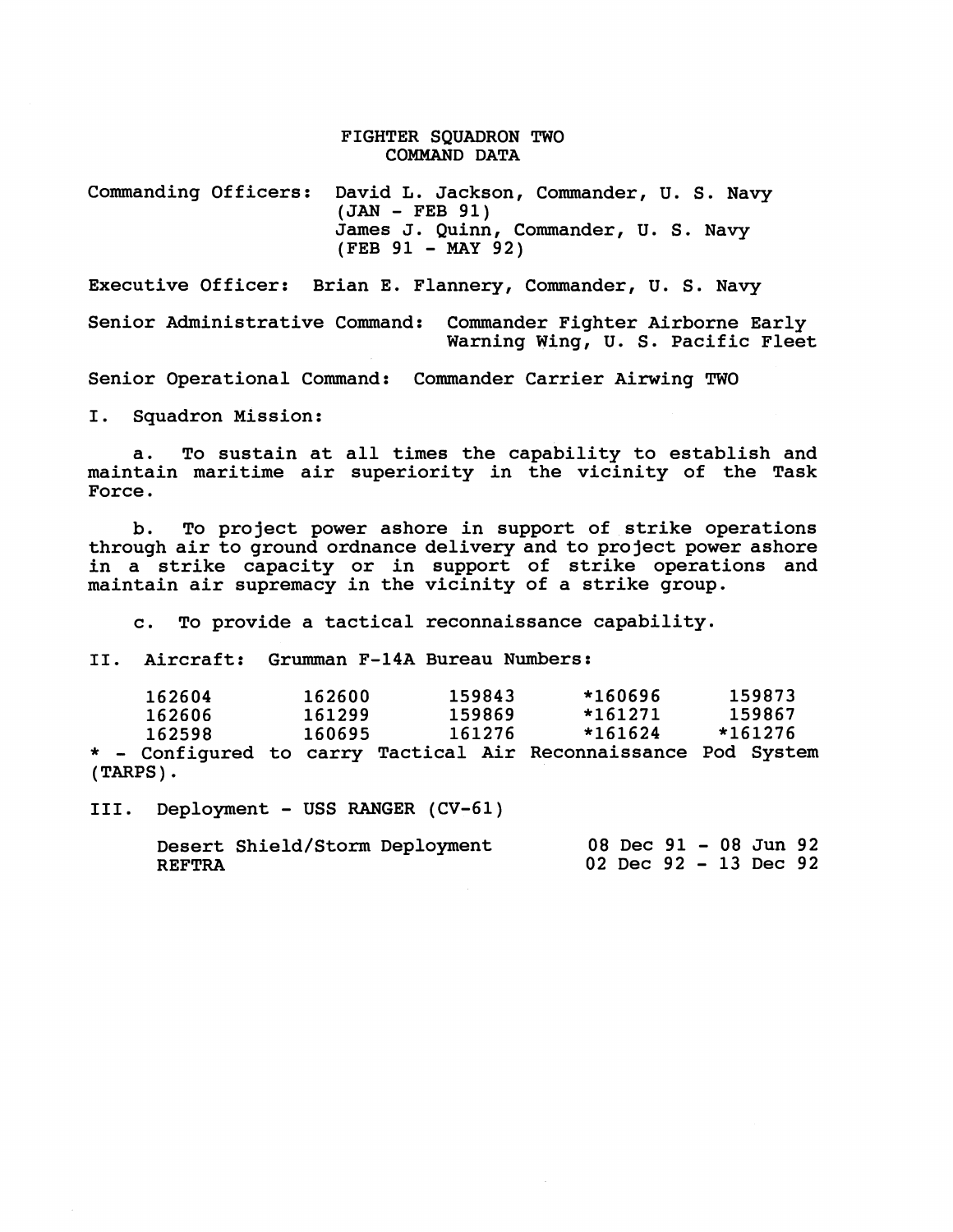# FIGHTER SQUADRON TWO
## COMMAND DATA

Commanding Officers: David L. Jackson, Commander, U. S. Navy (JAN - FEB 91)
James J. Quinn, Commander, U. S. Navy (FEB 91 - MAY 92)

Executive Officer: Brian E. Flannery, Commander, U. S. Navy

Senior Administrative Command: Commander Fighter Airborne Early Warning Wing, U. S. Pacific Fleet

Senior Operational Command: Commander Carrier Airwing TWO

I. Squadron Mission:

a. To sustain at all times the capability to establish and maintain maritime air superiority in the vicinity of the Task Force.

b. To project power ashore in support of strike operations through air to ground ordnance delivery and to project power ashore in a strike capacity or in support of strike operations and maintain air supremacy in the vicinity of a strike group.

c. To provide a tactical reconnaissance capability.

II. Aircraft: Grumman F-14A Bureau Numbers:

| | | | | |
|---|---|---|---|---|
| 162604 | 162600 | 159843 | *160696 | 159873 |
| 162606 | 161299 | 159869 | *161271 | 159867 |
| 162598 | 160695 | 161276 | *161624 | *161276 |

* - Configured to carry Tactical Air Reconnaissance Pod System (TARPS).

III. Deployment - USS RANGER (CV-61)

| | |
|---|---|
| Desert Shield/Storm Deployment | 08 Dec 91 - 08 Jun 92 |
| REFTRA | 02 Dec 92 - 13 Dec 92 |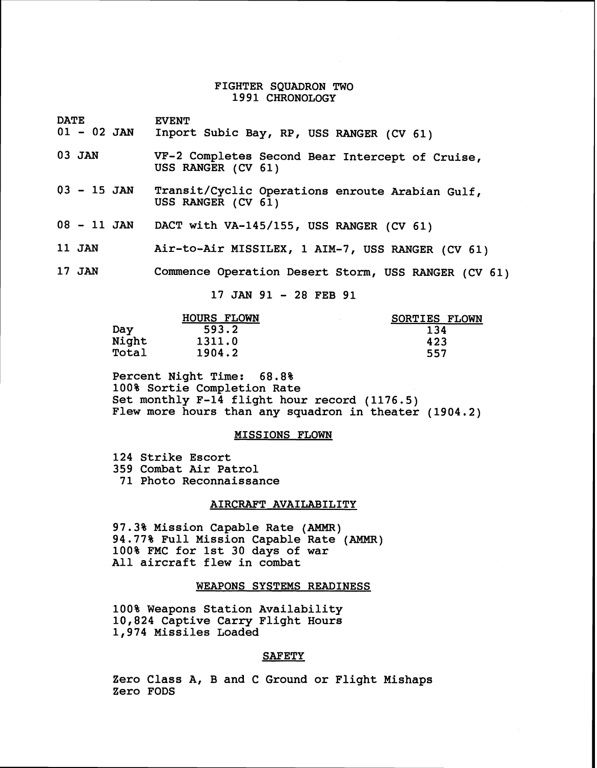# FIGHTER SQUADRON TWO
## 1991 CHRONOLOGY

| DATE | EVENT |
|---|---|
| 01 - 02 JAN | Inport Subic Bay, RP, USS RANGER (CV 61) |
| 03 JAN | VF-2 Completes Second Bear Intercept of Cruise, USS RANGER (CV 61) |
| 03 - 15 JAN | Transit/Cyclic Operations enroute Arabian Gulf, USS RANGER (CV 61) |
| 08 - 11 JAN | DACT with VA-145/155, USS RANGER (CV 61) |
| 11 JAN | Air-to-Air MISSILEX, 1 AIM-7, USS RANGER (CV 61) |
| 17 JAN | Commence Operation Desert Storm, USS RANGER (CV 61) |

17 JAN 91 - 28 FEB 91

| | HOURS FLOWN | SORTIES FLOWN |
|---|---|---|
| Day | 593.2 | 134 |
| Night | 1311.0 | 423 |
| Total | 1904.2 | 557 |

Percent Night Time: 68.8%
100% Sortie Completion Rate
Set monthly F-14 flight hour record (1176.5)
Flew more hours than any squadron in theater (1904.2)

### MISSIONS FLOWN

124 Strike Escort
359 Combat Air Patrol
71 Photo Reconnaissance

### AIRCRAFT AVAILABILITY

97.3% Mission Capable Rate (AMMR)
94.77% Full Mission Capable Rate (AMMR)
100% FMC for 1st 30 days of war
All aircraft flew in combat

### WEAPONS SYSTEMS READINESS

100% Weapons Station Availability
10,824 Captive Carry Flight Hours
1,974 Missiles Loaded

### SAFETY

Zero Class A, B and C Ground or Flight Mishaps
Zero FODS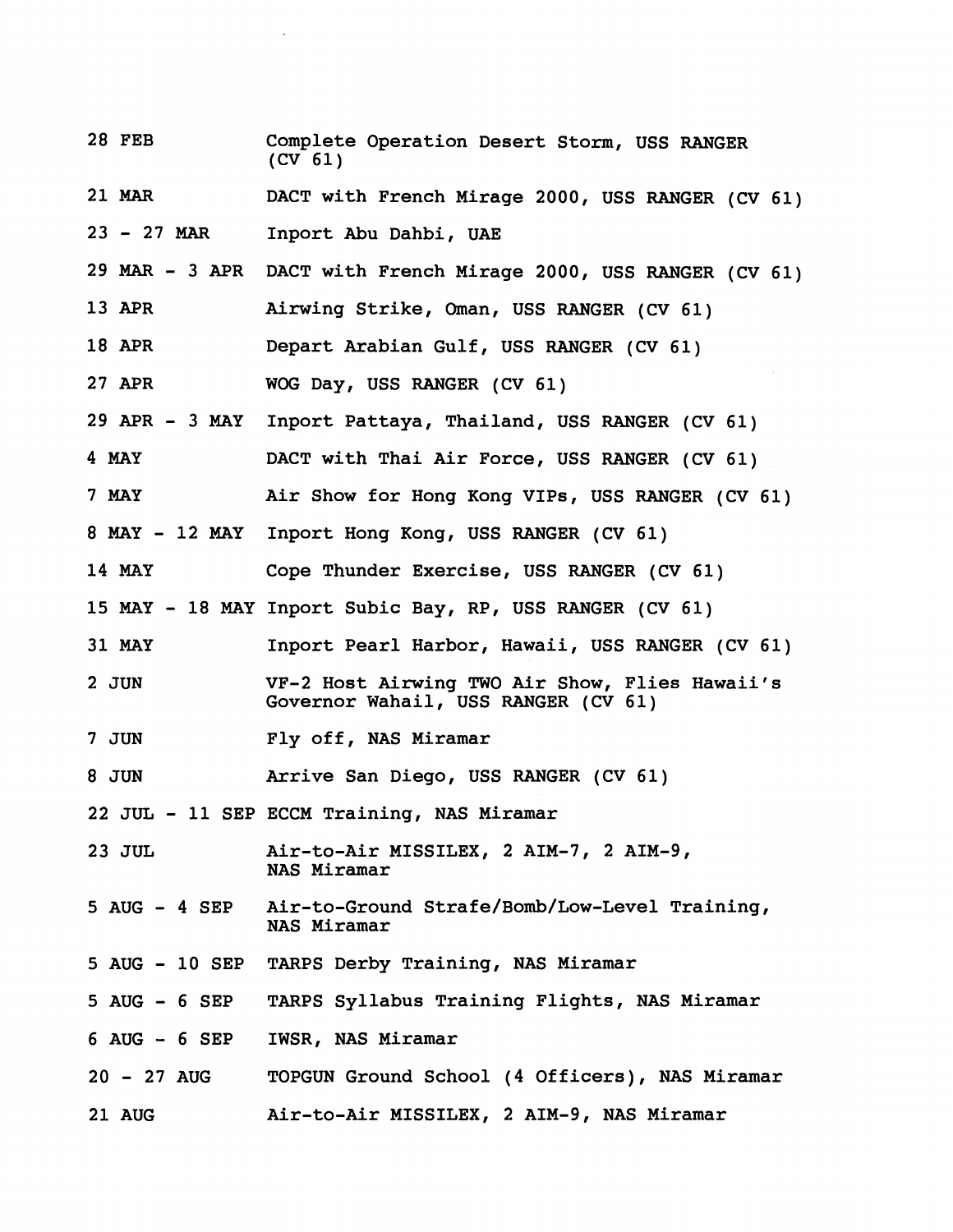| | |
|---|---|
| 28 FEB | Complete Operation Desert Storm, USS RANGER (CV 61) |
| 21 MAR | DACT with French Mirage 2000, USS RANGER (CV 61) |
| 23 - 27 MAR | Inport Abu Dahbi, UAE |
| 29 MAR - 3 APR | DACT with French Mirage 2000, USS RANGER (CV 61) |
| 13 APR | Airwing Strike, Oman, USS RANGER (CV 61) |
| 18 APR | Depart Arabian Gulf, USS RANGER (CV 61) |
| 27 APR | WOG Day, USS RANGER (CV 61) |
| 29 APR - 3 MAY | Inport Pattaya, Thailand, USS RANGER (CV 61) |
| 4 MAY | DACT with Thai Air Force, USS RANGER (CV 61) |
| 7 MAY | Air Show for Hong Kong VIPs, USS RANGER (CV 61) |
| 8 MAY - 12 MAY | Inport Hong Kong, USS RANGER (CV 61) |
| 14 MAY | Cope Thunder Exercise, USS RANGER (CV 61) |
| 15 MAY - 18 MAY | Inport Subic Bay, RP, USS RANGER (CV 61) |
| 31 MAY | Inport Pearl Harbor, Hawaii, USS RANGER (CV 61) |
| 2 JUN | VF-2 Host Airwing TWO Air Show, Flies Hawaii's Governor Wahail, USS RANGER (CV 61) |
| 7 JUN | Fly off, NAS Miramar |
| 8 JUN | Arrive San Diego, USS RANGER (CV 61) |
| 22 JUL - 11 SEP | ECCM Training, NAS Miramar |
| 23 JUL | Air-to-Air MISSILEX, 2 AIM-7, 2 AIM-9, NAS Miramar |
| 5 AUG - 4 SEP | Air-to-Ground Strafe/Bomb/Low-Level Training, NAS Miramar |
| 5 AUG - 10 SEP | TARPS Derby Training, NAS Miramar |
| 5 AUG - 6 SEP | TARPS Syllabus Training Flights, NAS Miramar |
| 6 AUG - 6 SEP | IWSR, NAS Miramar |
| 20 - 27 AUG | TOPGUN Ground School (4 Officers), NAS Miramar |
| 21 AUG | Air-to-Air MISSILEX, 2 AIM-9, NAS Miramar |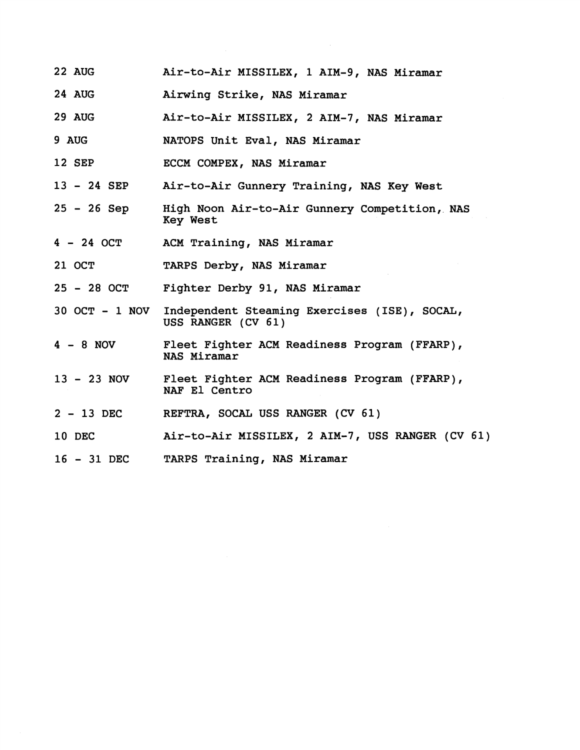| | |
|---|---|
| 22 AUG | Air-to-Air MISSILEX, 1 AIM-9, NAS Miramar |
| 24 AUG | Airwing Strike, NAS Miramar |
| 29 AUG | Air-to-Air MISSILEX, 2 AIM-7, NAS Miramar |
| 9 AUG | NATOPS Unit Eval, NAS Miramar |
| 12 SEP | ECCM COMPEX, NAS Miramar |
| 13 - 24 SEP | Air-to-Air Gunnery Training, NAS Key West |
| 25 - 26 Sep | High Noon Air-to-Air Gunnery Competition, NAS Key West |
| 4 - 24 OCT | ACM Training, NAS Miramar |
| 21 OCT | TARPS Derby, NAS Miramar |
| 25 - 28 OCT | Fighter Derby 91, NAS Miramar |
| 30 OCT - 1 NOV | Independent Steaming Exercises (ISE), SOCAL, USS RANGER (CV 61) |
| 4 - 8 NOV | Fleet Fighter ACM Readiness Program (FFARP), NAS Miramar |
| 13 - 23 NOV | Fleet Fighter ACM Readiness Program (FFARP), NAF El Centro |
| 2 - 13 DEC | REFTRA, SOCAL USS RANGER (CV 61) |
| 10 DEC | Air-to-Air MISSILEX, 2 AIM-7, USS RANGER (CV 61) |
| 16 - 31 DEC | TARPS Training, NAS Miramar |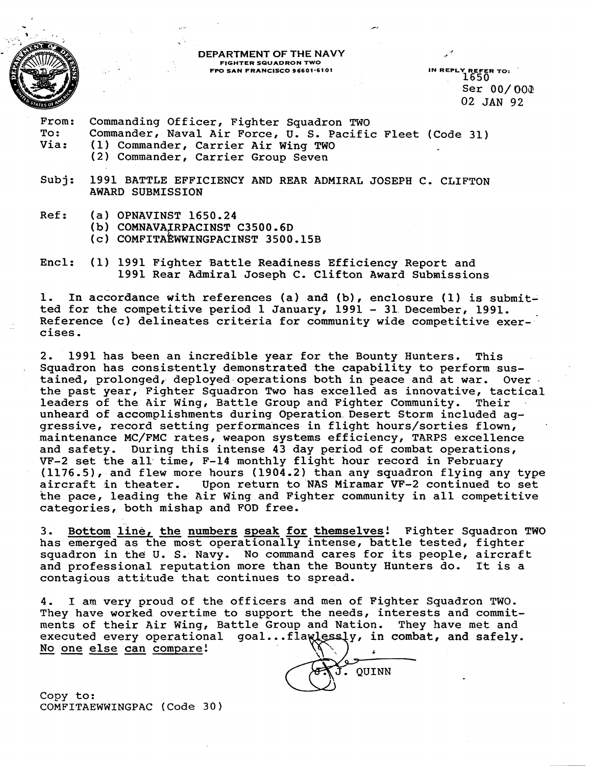DEPARTMENT OF THE NAVY
FIGHTER SQUADRON TWO
FPO SAN FRANCISCO 96601-6101

IN REPLY REFER TO:
1650
Ser 00/001
02 JAN 92

From: Commanding Officer, Fighter Squadron TWO
To: Commander, Naval Air Force, U. S. Pacific Fleet (Code 31)
Via: (1) Commander, Carrier Air Wing TWO
(2) Commander, Carrier Group Seven

Subj: 1991 BATTLE EFFICIENCY AND REAR ADMIRAL JOSEPH C. CLIFTON AWARD SUBMISSION

Ref: (a) OPNAVINST 1650.24
(b) COMNAVAIRPACINST C3500.6D
(c) COMFITAEWWINGPACINST 3500.15B

Encl: (1) 1991 Fighter Battle Readiness Efficiency Report and 1991 Rear Admiral Joseph C. Clifton Award Submissions

1. In accordance with references (a) and (b), enclosure (1) is submitted for the competitive period 1 January, 1991 - 31 December, 1991. Reference (c) delineates criteria for community wide competitive exercises.

2. 1991 has been an incredible year for the Bounty Hunters. This Squadron has consistently demonstrated the capability to perform sustained, prolonged, deployed operations both in peace and at war. Over the past year, Fighter Squadron Two has excelled as innovative, tactical leaders of the Air Wing, Battle Group and Fighter Community. Their unheard of accomplishments during Operation Desert Storm included aggressive, record setting performances in flight hours/sorties flown, maintenance MC/FMC rates, weapon systems efficiency, TARPS excellence and safety. During this intense 43 day period of combat operations, VF-2 set the all time, F-14 monthly flight hour record in February (1176.5), and flew more hours (1904.2) than any squadron flying any type aircraft in theater. Upon return to NAS Miramar VF-2 continued to set the pace, leading the Air Wing and Fighter community in all competitive categories, both mishap and FOD free.

3. <u>Bottom line, the numbers speak for themselves!</u> Fighter Squadron TWO has emerged as the most operationally intense, battle tested, fighter squadron in the U. S. Navy. No command cares for its people, aircraft and professional reputation more than the Bounty Hunters do. It is a contagious attitude that continues to spread.

4. I am very proud of the officers and men of Fighter Squadron TWO. They have worked overtime to support the needs, interests and commitments of their Air Wing, Battle Group and Nation. They have met and executed every operational goal...flawlessly, in combat, and safely. <u>No one else can compare!</u>

J. J. QUINN

Copy to:
COMFITAEWWINGPAC (Code 30)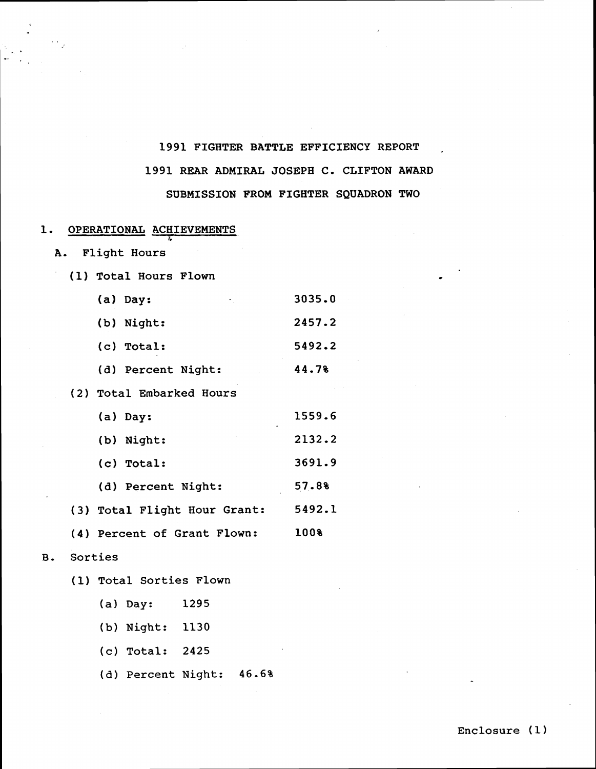1991 FIGHTER BATTLE EFFICIENCY REPORT

1991 REAR ADMIRAL JOSEPH C. CLIFTON AWARD

SUBMISSION FROM FIGHTER SQUADRON TWO

1. <u>OPERATIONAL ACHIEVEMENTS</u>

   A. Flight Hours

      (1) Total Hours Flown

         (a) Day: 3035.0

         (b) Night: 2457.2

         (c) Total: 5492.2

         (d) Percent Night: 44.7%

      (2) Total Embarked Hours

         (a) Day: 1559.6

         (b) Night: 2132.2

         (c) Total: 3691.9

         (d) Percent Night: 57.8%

      (3) Total Flight Hour Grant: 5492.1

      (4) Percent of Grant Flown: 100%

   B. Sorties

      (1) Total Sorties Flown

         (a) Day: 1295

         (b) Night: 1130

         (c) Total: 2425

         (d) Percent Night: 46.6%

Enclosure (1)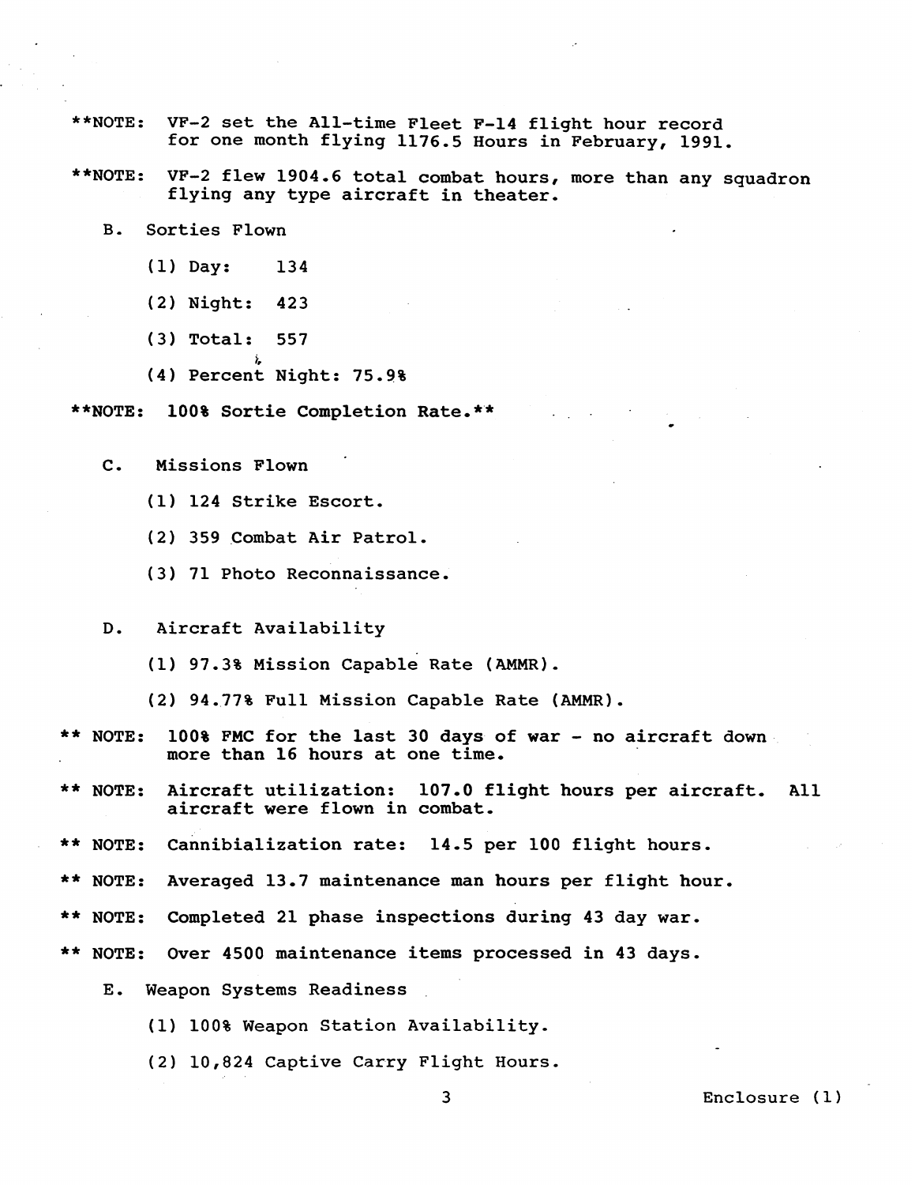**NOTE: VF-2 set the All-time Fleet F-14 flight hour record for one month flying 1176.5 Hours in February, 1991.

**NOTE: VF-2 flew 1904.6 total combat hours, more than any squadron flying any type aircraft in theater.

B. Sorties Flown

(1) Day: 134

(2) Night: 423

(3) Total: 557

(4) Percent Night: 75.9%

**NOTE: 100% Sortie Completion Rate.**

C. Missions Flown

(1) 124 Strike Escort.

(2) 359 Combat Air Patrol.

(3) 71 Photo Reconnaissance.

D. Aircraft Availability

(1) 97.3% Mission Capable Rate (AMMR).

(2) 94.77% Full Mission Capable Rate (AMMR).

** NOTE: 100% FMC for the last 30 days of war - no aircraft down more than 16 hours at one time.

** NOTE: Aircraft utilization: 107.0 flight hours per aircraft. All aircraft were flown in combat.

** NOTE: Cannibialization rate: 14.5 per 100 flight hours.

** NOTE: Averaged 13.7 maintenance man hours per flight hour.

** NOTE: Completed 21 phase inspections during 43 day war.

** NOTE: Over 4500 maintenance items processed in 43 days.

E. Weapon Systems Readiness

(1) 100% Weapon Station Availability.

(2) 10,824 Captive Carry Flight Hours.

Enclosure (1)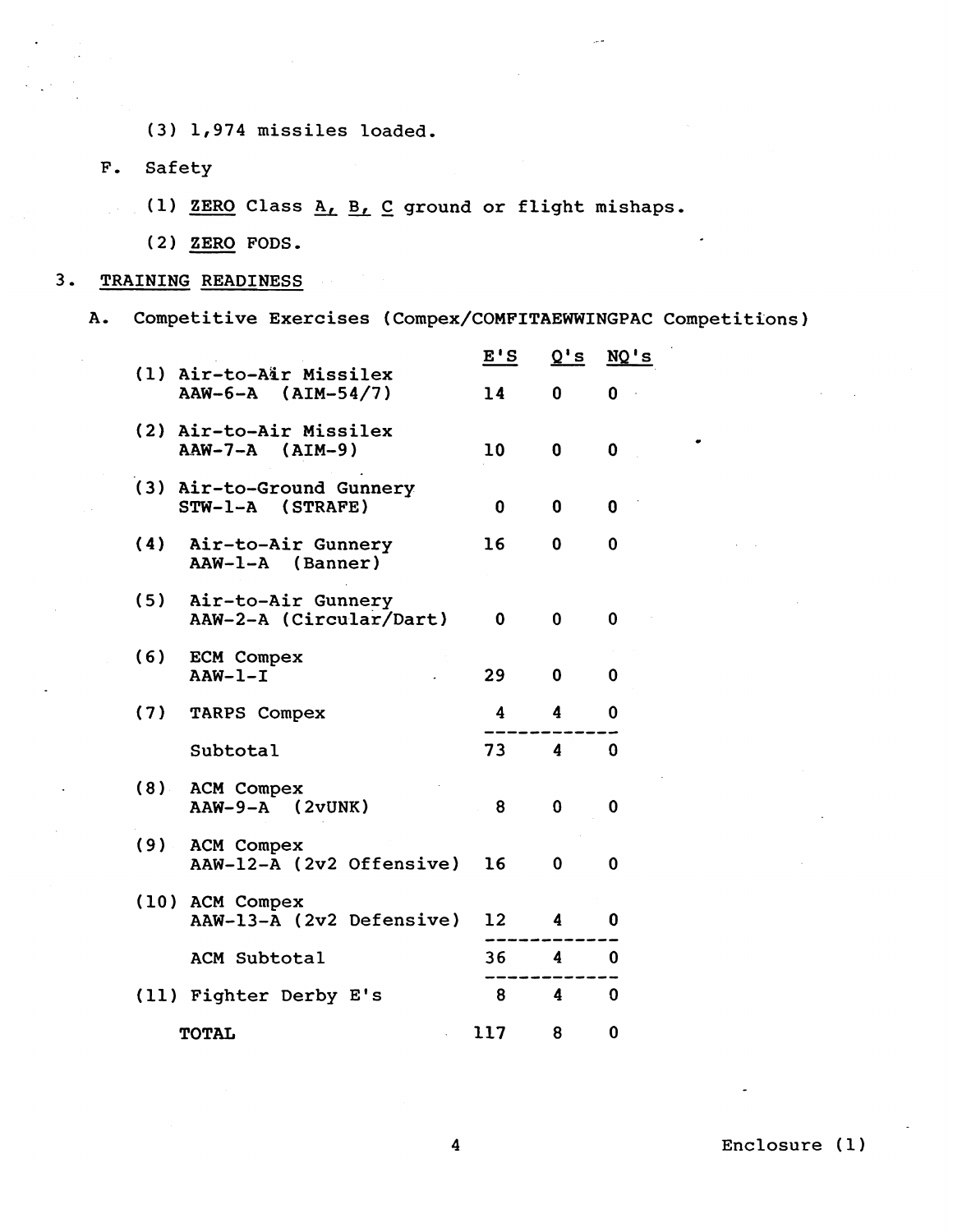(3) 1,974 missiles loaded.

F. Safety

(1) <u>ZERO</u> Class <u>A, B, C</u> ground or flight mishaps.

(2) <u>ZERO</u> FODS.

3. <u>TRAINING READINESS</u>

A. Competitive Exercises (Compex/COMFITAEWWINGPAC Competitions)

| | E'S | Q's | NQ's |
|---|---|---|---|
| (1) Air-to-Air Missilex AAW-6-A (AIM-54/7) | 14 | 0 | 0 |
| (2) Air-to-Air Missilex AAW-7-A (AIM-9) | 10 | 0 | 0 |
| (3) Air-to-Ground Gunnery STW-1-A (STRAFE) | 0 | 0 | 0 |
| (4) Air-to-Air Gunnery AAW-1-A (Banner) | 16 | 0 | 0 |
| (5) Air-to-Air Gunnery AAW-2-A (Circular/Dart) | 0 | 0 | 0 |
| (6) ECM Compex AAW-1-I | 29 | 0 | 0 |
| (7) TARPS Compex | 4 | 4 | 0 |
| Subtotal | 73 | 4 | 0 |
| (8) ACM Compex AAW-9-A (2vUNK) | 8 | 0 | 0 |
| (9) ACM Compex AAW-12-A (2v2 Offensive) | 16 | 0 | 0 |
| (10) ACM Compex AAW-13-A (2v2 Defensive) | 12 | 4 | 0 |
| ACM Subtotal | 36 | 4 | 0 |
| (11) Fighter Derby E's | 8 | 4 | 0 |
| **TOTAL** | 117 | 8 | 0 |

Enclosure (1)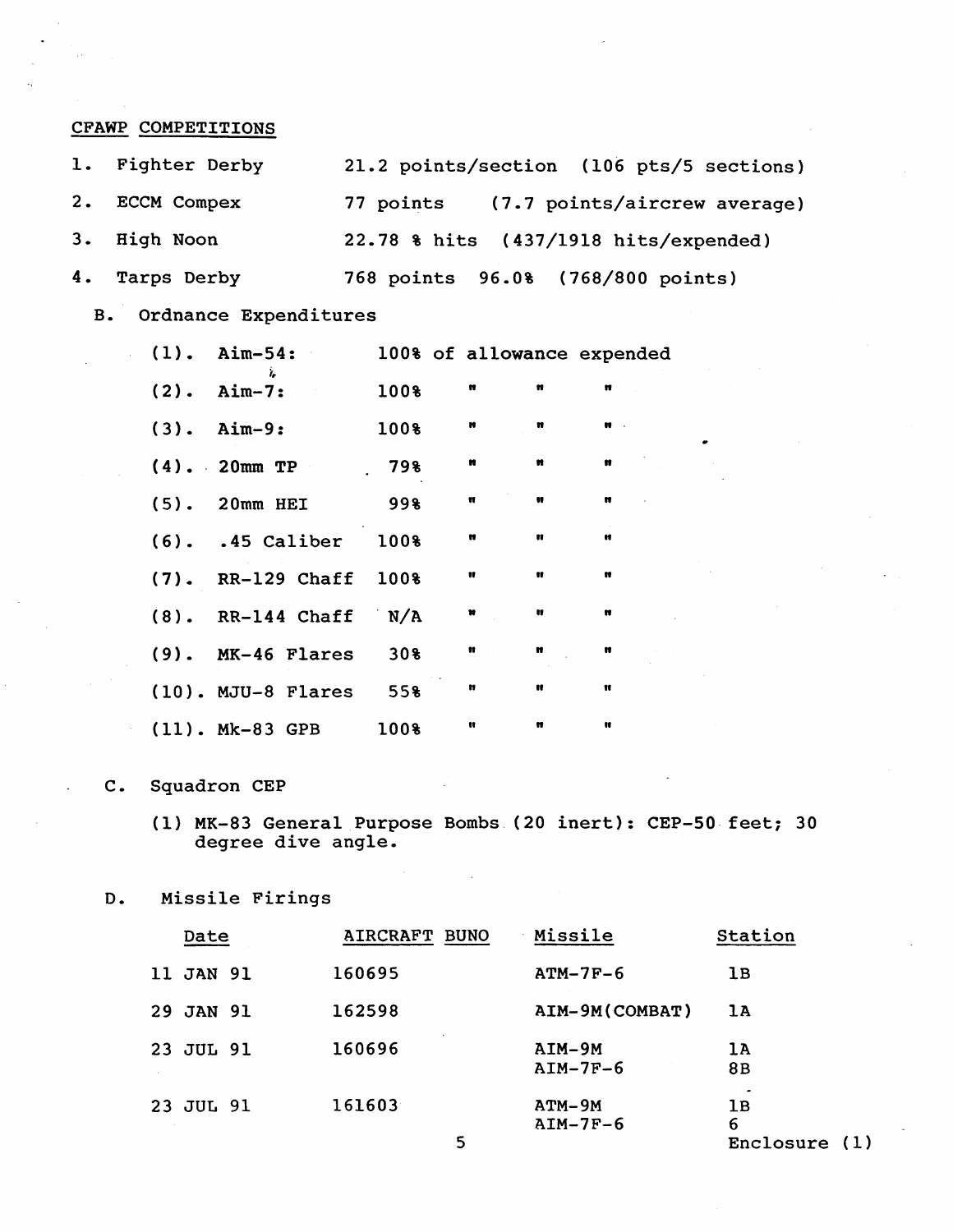CFAWP COMPETITIONS

1. Fighter Derby — 21.2 points/section (106 pts/5 sections)
2. ECCM Compex — 77 points (7.7 points/aircrew average)
3. High Noon — 22.78 % hits (437/1918 hits/expended)
4. Tarps Derby — 768 points 96.0% (768/800 points)

B. Ordnance Expenditures

| | | | |
|---|---|---|---|
| (1). | Aim-54: | 100% | of allowance expended |
| (2). | Aim-7: | 100% | " " " |
| (3). | Aim-9: | 100% | " " " |
| (4). | 20mm TP | 79% | " " " |
| (5). | 20mm HEI | 99% | " " " |
| (6). | .45 Caliber | 100% | " " " |
| (7). | RR-129 Chaff | 100% | " " " |
| (8). | RR-144 Chaff | N/A | " " " |
| (9). | MK-46 Flares | 30% | " " " |
| (10). | MJU-8 Flares | 55% | " " " |
| (11). | Mk-83 GPB | 100% | " " " |

C. Squadron CEP

(1) MK-83 General Purpose Bombs (20 inert): CEP-50 feet; 30 degree dive angle.

D. Missile Firings

| Date | AIRCRAFT BUNO | Missile | Station |
|---|---|---|---|
| 11 JAN 91 | 160695 | ATM-7F-6 | 1B |
| 29 JAN 91 | 162598 | AIM-9M(COMBAT) | 1A |
| 23 JUL 91 | 160696 | AIM-9M<br>AIM-7F-6 | 1A<br>8B |
| 23 JUL 91 | 161603 | ATM-9M<br>AIM-7F-6 | 1B<br>6 |

Enclosure (1)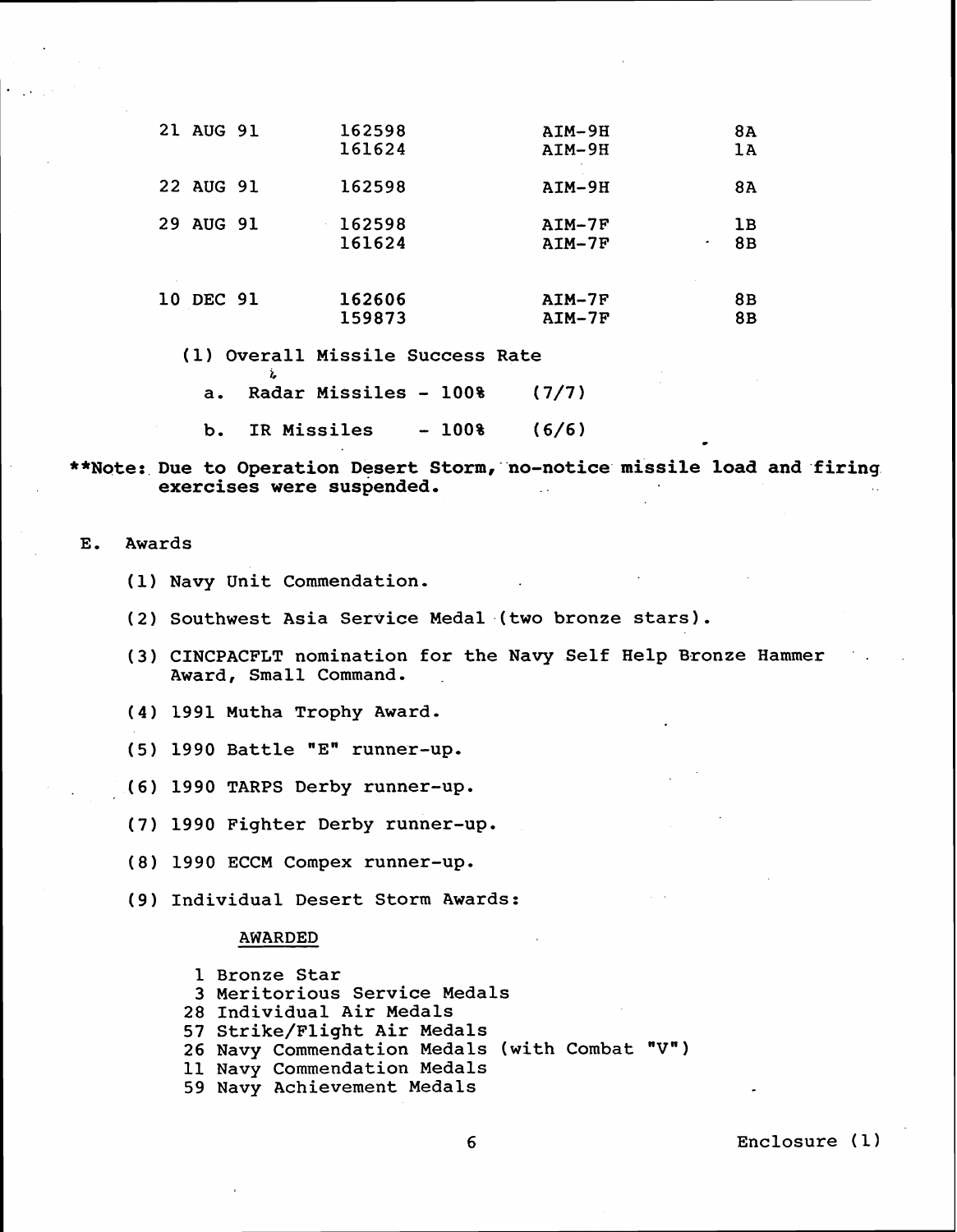| | | | |
|---|---|---|---|
| 21 AUG 91 | 162598 | AIM-9H | 8A |
| | 161624 | AIM-9H | 1A |
| 22 AUG 91 | 162598 | AIM-9H | 8A |
| 29 AUG 91 | 162598 | AIM-7F | 1B |
| | 161624 | AIM-7F | 8B |
| 10 DEC 91 | 162606 | AIM-7F | 8B |
| | 159873 | AIM-7F | 8B |

(1) Overall Missile Success Rate

a. Radar Missiles - 100% (7/7)

b. IR Missiles - 100% (6/6)

**Note: Due to Operation Desert Storm, no-notice missile load and firing exercises were suspended.**

E. Awards

(1) Navy Unit Commendation.

(2) Southwest Asia Service Medal (two bronze stars).

(3) CINCPACFLT nomination for the Navy Self Help Bronze Hammer Award, Small Command.

(4) 1991 Mutha Trophy Award.

(5) 1990 Battle "E" runner-up.

(6) 1990 TARPS Derby runner-up.

(7) 1990 Fighter Derby runner-up.

(8) 1990 ECCM Compex runner-up.

(9) Individual Desert Storm Awards:

AWARDED

1 Bronze Star
3 Meritorious Service Medals
28 Individual Air Medals
57 Strike/Flight Air Medals
26 Navy Commendation Medals (with Combat "V")
11 Navy Commendation Medals
59 Navy Achievement Medals

Enclosure (1)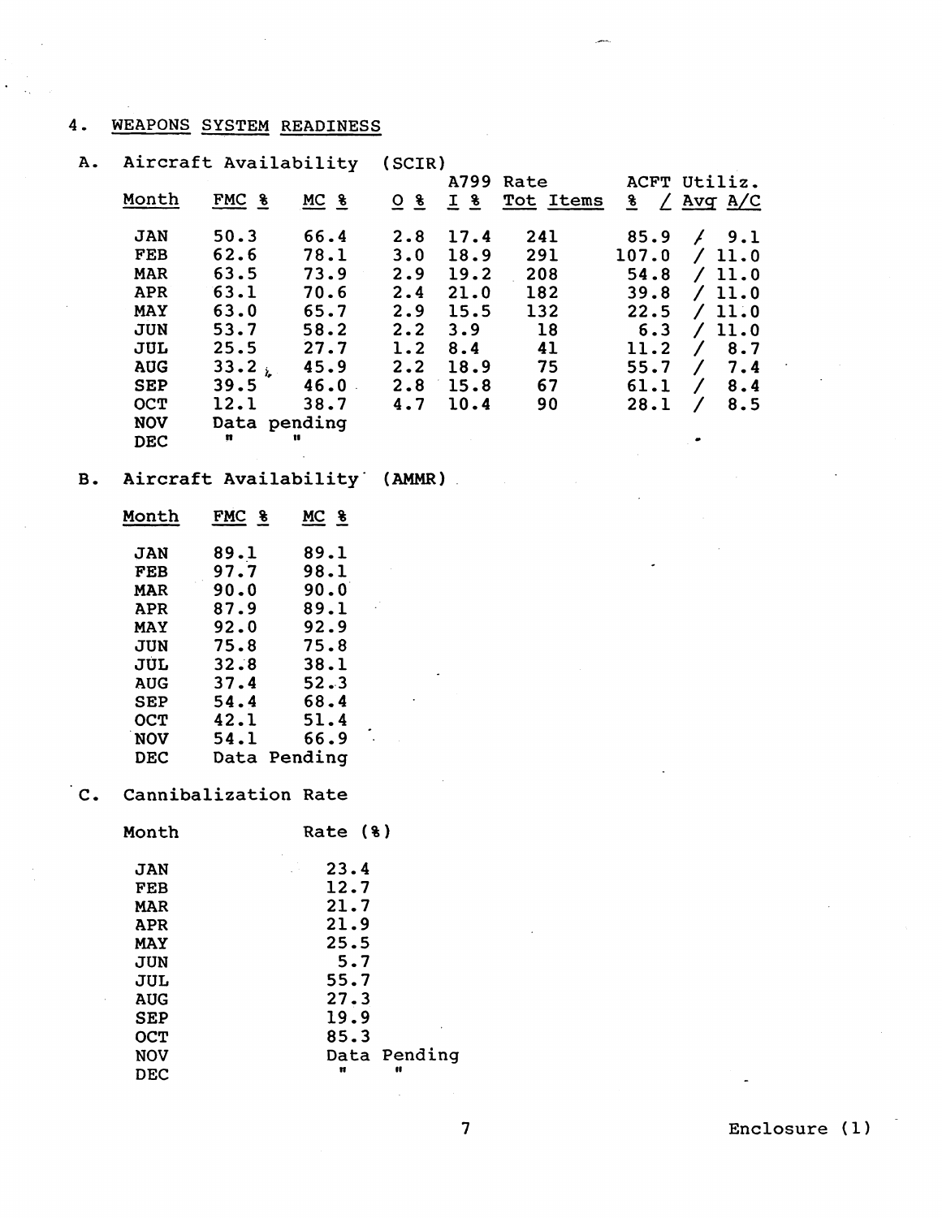## 4. WEAPONS SYSTEM READINESS

### A. Aircraft Availability (SCIR)

| Month | FMC % | MC % | O % | A799 Rate I % | Tot Items | ACFT Utiliz. % / Avg A/C |
|---|---|---|---|---|---|---|
| JAN | 50.3 | 66.4 | 2.8 | 17.4 | 241 | 85.9 / 9.1 |
| FEB | 62.6 | 78.1 | 3.0 | 18.9 | 291 | 107.0 / 11.0 |
| MAR | 63.5 | 73.9 | 2.9 | 19.2 | 208 | 54.8 / 11.0 |
| APR | 63.1 | 70.6 | 2.4 | 21.0 | 182 | 39.8 / 11.0 |
| MAY | 63.0 | 65.7 | 2.9 | 15.5 | 132 | 22.5 / 11.0 |
| JUN | 53.7 | 58.2 | 2.2 | 3.9 | 18 | 6.3 / 11.0 |
| JUL | 25.5 | 27.7 | 1.2 | 8.4 | 41 | 11.2 / 8.7 |
| AUG | 33.2 | 45.9 | 2.2 | 18.9 | 75 | 55.7 / 7.4 |
| SEP | 39.5 | 46.0 | 2.8 | 15.8 | 67 | 61.1 / 8.4 |
| OCT | 12.1 | 38.7 | 4.7 | 10.4 | 90 | 28.1 / 8.5 |
| NOV | Data pending | | | | | |
| DEC | " | " | | | | |

### B. Aircraft Availability (AMMR)

| Month | FMC % | MC % |
|---|---|---|
| JAN | 89.1 | 89.1 |
| FEB | 97.7 | 98.1 |
| MAR | 90.0 | 90.0 |
| APR | 87.9 | 89.1 |
| MAY | 92.0 | 92.9 |
| JUN | 75.8 | 75.8 |
| JUL | 32.8 | 38.1 |
| AUG | 37.4 | 52.3 |
| SEP | 54.4 | 68.4 |
| OCT | 42.1 | 51.4 |
| NOV | 54.1 | 66.9 |
| DEC | Data Pending | |

### C. Cannibalization Rate

| Month | Rate (%) |
|---|---|
| JAN | 23.4 |
| FEB | 12.7 |
| MAR | 21.7 |
| APR | 21.9 |
| MAY | 25.5 |
| JUN | 5.7 |
| JUL | 55.7 |
| AUG | 27.3 |
| SEP | 19.9 |
| OCT | 85.3 |
| NOV | Data Pending |
| DEC | " " |

Enclosure (1)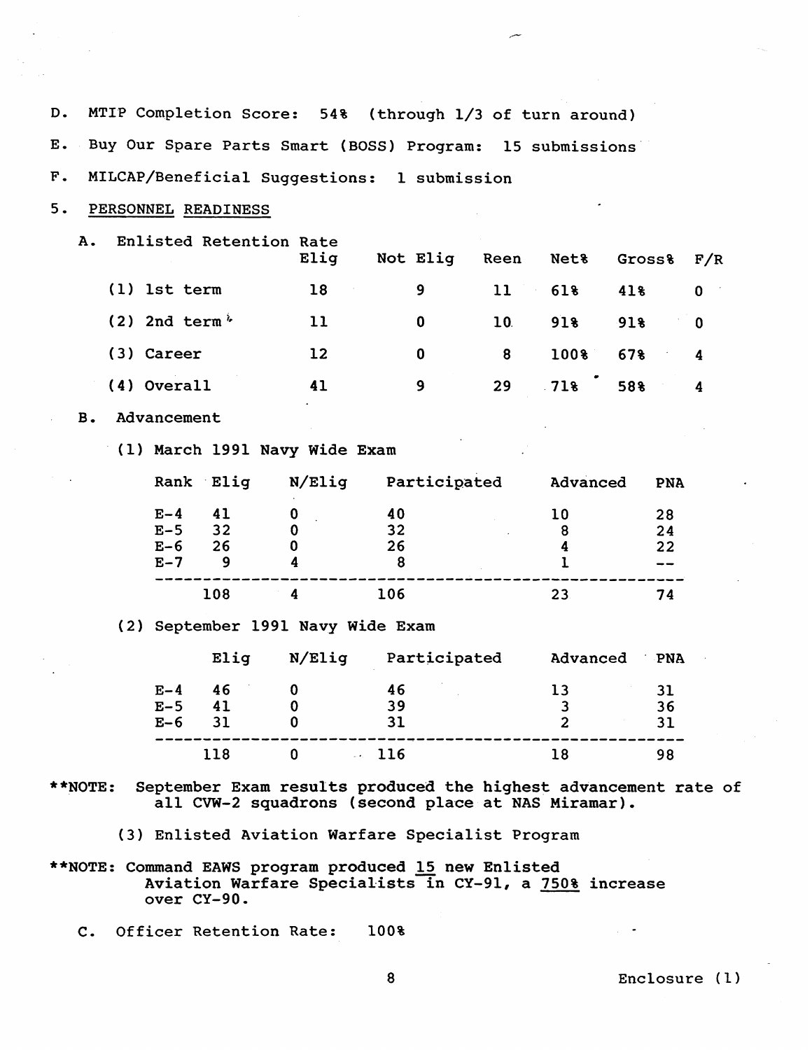D. MTIP Completion Score: 54% (through 1/3 of turn around)

E. Buy Our Spare Parts Smart (BOSS) Program: 15 submissions

F. MILCAP/Beneficial Suggestions: 1 submission

5. PERSONNEL READINESS

A. Enlisted Retention Rate

| | Elig | Not Elig | Reen | Net% | Gross% | F/R |
|---|---|---|---|---|---|---|
| (1) 1st term | 18 | 9 | 11 | 61% | 41% | 0 |
| (2) 2nd term | 11 | 0 | 10 | 91% | 91% | 0 |
| (3) Career | 12 | 0 | 8 | 100% | 67% | 4 |
| (4) Overall | 41 | 9 | 29 | 71% | 58% | 4 |

B. Advancement

(1) March 1991 Navy Wide Exam

| Rank | Elig | N/Elig | Participated | Advanced | PNA |
|---|---|---|---|---|---|
| E-4 | 41 | 0 | 40 | 10 | 28 |
| E-5 | 32 | 0 | 32 | 8 | 24 |
| E-6 | 26 | 0 | 26 | 4 | 22 |
| E-7 | 9 | 4 | 8 | 1 | -- |
| | 108 | 4 | 106 | 23 | 74 |

(2) September 1991 Navy Wide Exam

| | Elig | N/Elig | Participated | Advanced | PNA |
|---|---|---|---|---|---|
| E-4 | 46 | 0 | 46 | 13 | 31 |
| E-5 | 41 | 0 | 39 | 3 | 36 |
| E-6 | 31 | 0 | 31 | 2 | 31 |
| | 118 | 0 | 116 | 18 | 98 |

**NOTE: September Exam results produced the highest advancement rate of all CVW-2 squadrons (second place at NAS Miramar).

(3) Enlisted Aviation Warfare Specialist Program

**NOTE: Command EAWS program produced 15 new Enlisted Aviation Warfare Specialists in CY-91, a 750% increase over CY-90.

C. Officer Retention Rate: 100%

Enclosure (1)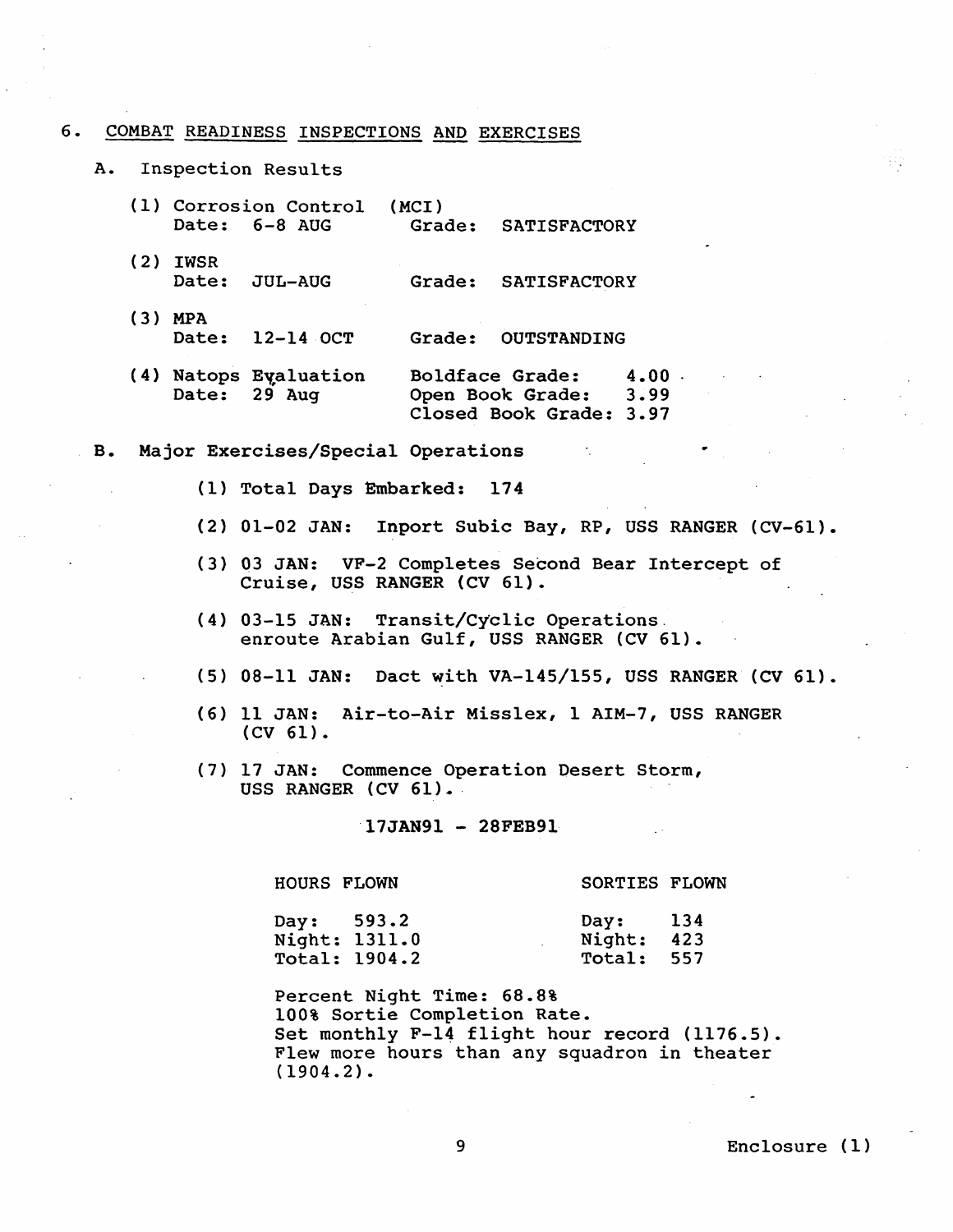6. COMBAT READINESS INSPECTIONS AND EXERCISES

A. Inspection Results

(1) Corrosion Control (MCI)
Date: 6-8 AUG Grade: SATISFACTORY

(2) IWSR
Date: JUL-AUG Grade: SATISFACTORY

(3) MPA
Date: 12-14 OCT Grade: OUTSTANDING

(4) Natops Evaluation
Date: 29 Aug
Boldface Grade: 4.00
Open Book Grade: 3.99
Closed Book Grade: 3.97

B. Major Exercises/Special Operations

(1) Total Days Embarked: 174

(2) 01-02 JAN: Inport Subic Bay, RP, USS RANGER (CV-61).

(3) 03 JAN: VF-2 Completes Second Bear Intercept of Cruise, USS RANGER (CV 61).

(4) 03-15 JAN: Transit/Cyclic Operations enroute Arabian Gulf, USS RANGER (CV 61).

(5) 08-11 JAN: Dact with VA-145/155, USS RANGER (CV 61).

(6) 11 JAN: Air-to-Air Misslex, 1 AIM-7, USS RANGER (CV 61).

(7) 17 JAN: Commence Operation Desert Storm, USS RANGER (CV 61).

17JAN91 - 28FEB91

| HOURS FLOWN | | SORTIES FLOWN | |
|---|---|---|---|
| Day: | 593.2 | Day: | 134 |
| Night: | 1311.0 | Night: | 423 |
| Total: | 1904.2 | Total: | 557 |

Percent Night Time: 68.8%
100% Sortie Completion Rate.
Set monthly F-14 flight hour record (1176.5).
Flew more hours than any squadron in theater (1904.2).

Enclosure (1)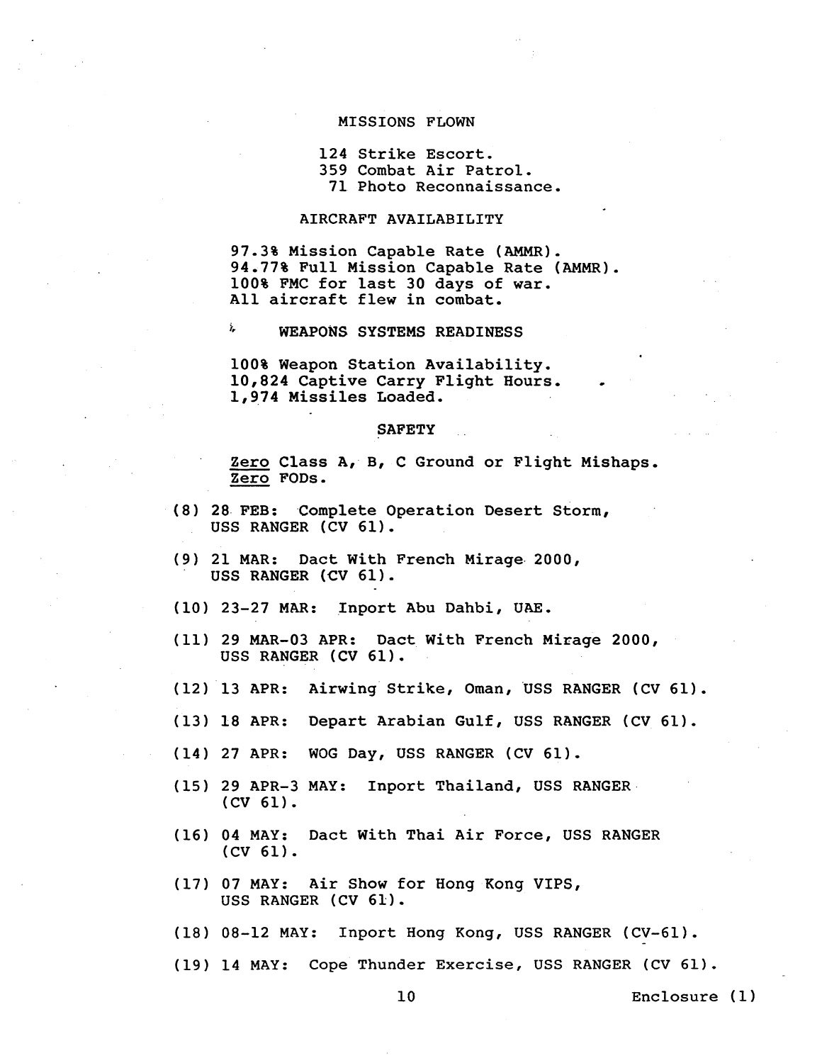### MISSIONS FLOWN

124 Strike Escort.
359 Combat Air Patrol.
71 Photo Reconnaissance.

### AIRCRAFT AVAILABILITY

97.3% Mission Capable Rate (AMMR).
94.77% Full Mission Capable Rate (AMMR).
100% FMC for last 30 days of war.
All aircraft flew in combat.

### WEAPONS SYSTEMS READINESS

100% Weapon Station Availability.
10,824 Captive Carry Flight Hours.
1,974 Missiles Loaded.

### SAFETY

Zero Class A, B, C Ground or Flight Mishaps.
Zero FODs.

(8) 28 FEB: Complete Operation Desert Storm, USS RANGER (CV 61).

(9) 21 MAR: Dact With French Mirage 2000, USS RANGER (CV 61).

(10) 23-27 MAR: Inport Abu Dahbi, UAE.

(11) 29 MAR-03 APR: Dact With French Mirage 2000, USS RANGER (CV 61).

(12) 13 APR: Airwing Strike, Oman, USS RANGER (CV 61).

(13) 18 APR: Depart Arabian Gulf, USS RANGER (CV 61).

(14) 27 APR: WOG Day, USS RANGER (CV 61).

(15) 29 APR-3 MAY: Inport Thailand, USS RANGER (CV 61).

(16) 04 MAY: Dact With Thai Air Force, USS RANGER (CV 61).

(17) 07 MAY: Air Show for Hong Kong VIPS, USS RANGER (CV 61).

(18) 08-12 MAY: Inport Hong Kong, USS RANGER (CV-61).

(19) 14 MAY: Cope Thunder Exercise, USS RANGER (CV 61).

Enclosure (1)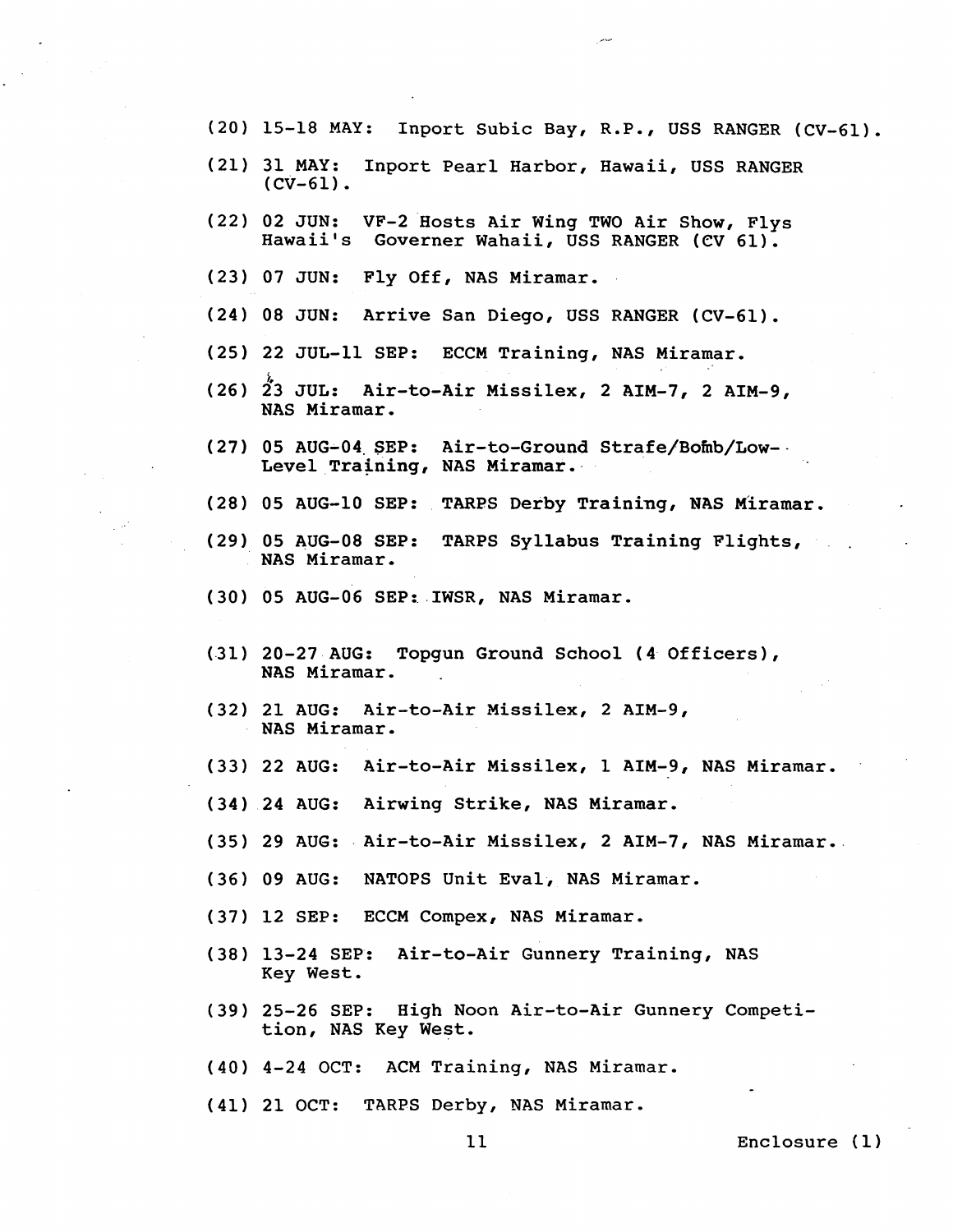(20) 15-18 MAY: Inport Subic Bay, R.P., USS RANGER (CV-61).

(21) 31 MAY: Inport Pearl Harbor, Hawaii, USS RANGER (CV-61).

(22) 02 JUN: VF-2 Hosts Air Wing TWO Air Show, Flys Hawaii's Governer Wahaii, USS RANGER (CV 61).

(23) 07 JUN: Fly Off, NAS Miramar.

(24) 08 JUN: Arrive San Diego, USS RANGER (CV-61).

(25) 22 JUL-11 SEP: ECCM Training, NAS Miramar.

(26) 23 JUL: Air-to-Air Missilex, 2 AIM-7, 2 AIM-9, NAS Miramar.

(27) 05 AUG-04 SEP: Air-to-Ground Strafe/Bomb/Low-Level Training, NAS Miramar.

(28) 05 AUG-10 SEP: TARPS Derby Training, NAS Miramar.

(29) 05 AUG-08 SEP: TARPS Syllabus Training Flights, NAS Miramar.

(30) 05 AUG-06 SEP: IWSR, NAS Miramar.

(31) 20-27 AUG: Topgun Ground School (4 Officers), NAS Miramar.

(32) 21 AUG: Air-to-Air Missilex, 2 AIM-9, NAS Miramar.

(33) 22 AUG: Air-to-Air Missilex, 1 AIM-9, NAS Miramar.

(34) 24 AUG: Airwing Strike, NAS Miramar.

(35) 29 AUG: Air-to-Air Missilex, 2 AIM-7, NAS Miramar.

(36) 09 AUG: NATOPS Unit Eval, NAS Miramar.

(37) 12 SEP: ECCM Compex, NAS Miramar.

(38) 13-24 SEP: Air-to-Air Gunnery Training, NAS Key West.

(39) 25-26 SEP: High Noon Air-to-Air Gunnery Competition, NAS Key West.

(40) 4-24 OCT: ACM Training, NAS Miramar.

(41) 21 OCT: TARPS Derby, NAS Miramar.

Enclosure (1)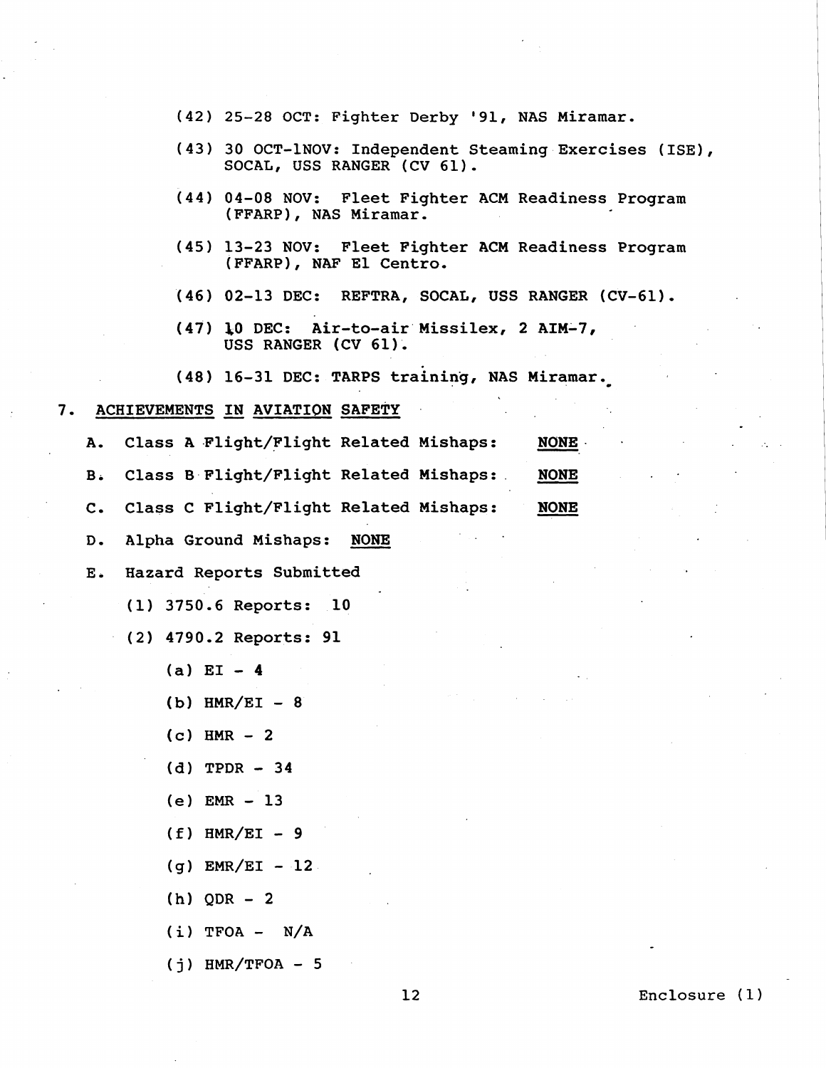(42) 25-28 OCT: Fighter Derby '91, NAS Miramar.

(43) 30 OCT-1NOV: Independent Steaming Exercises (ISE), SOCAL, USS RANGER (CV 61).

(44) 04-08 NOV: Fleet Fighter ACM Readiness Program (FFARP), NAS Miramar.

(45) 13-23 NOV: Fleet Fighter ACM Readiness Program (FFARP), NAF El Centro.

(46) 02-13 DEC: REFTRA, SOCAL, USS RANGER (CV-61).

(47) 10 DEC: Air-to-air Missilex, 2 AIM-7, USS RANGER (CV 61).

(48) 16-31 DEC: TARPS training, NAS Miramar.

7. <u>ACHIEVEMENTS IN AVIATION SAFETY</u>

A. Class A Flight/Flight Related Mishaps: <u>NONE</u>

B. Class B Flight/Flight Related Mishaps: <u>NONE</u>

C. Class C Flight/Flight Related Mishaps: <u>NONE</u>

D. Alpha Ground Mishaps: <u>NONE</u>

E. Hazard Reports Submitted

(1) 3750.6 Reports: 10

(2) 4790.2 Reports: 91

(a) EI - 4

(b) HMR/EI - 8

(c) HMR - 2

(d) TPDR - 34

(e) EMR - 13

(f) HMR/EI - 9

(g) EMR/EI - 12

(h) QDR - 2

(i) TFOA - N/A

(j) HMR/TFOA - 5

Enclosure (1)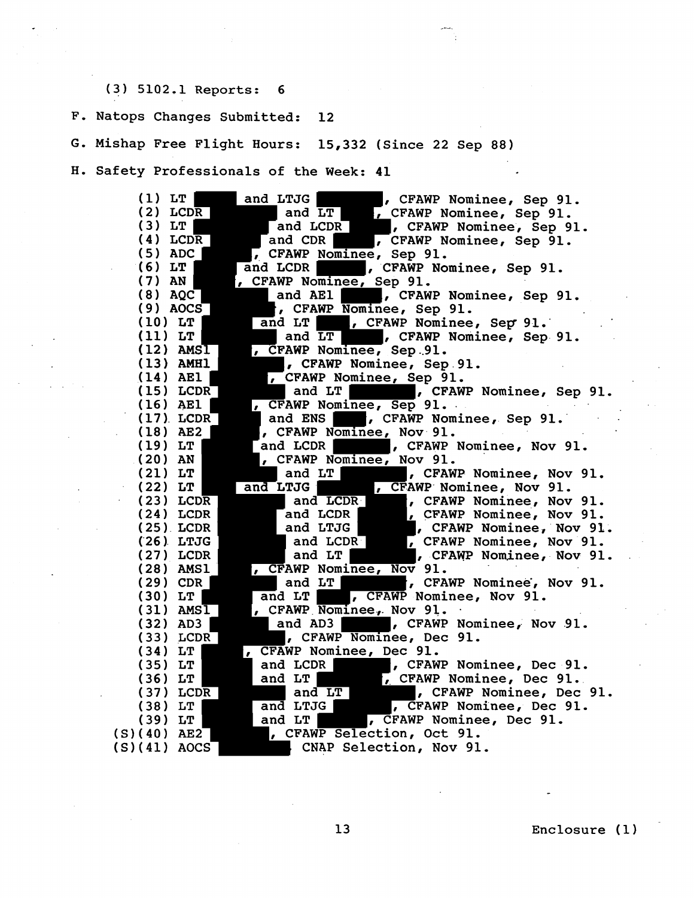(3) 5102.1 Reports: 6

F. Natops Changes Submitted: 12

G. Mishap Free Flight Hours: 15,332 (Since 22 Sep 88)

H. Safety Professionals of the Week: 41

(1) LT ██████ and LTJG ██████, CFAWP Nominee, Sep 91.
(2) LCDR ██████ and LT ██████, CFAWP Nominee, Sep 91.
(3) LT ██████ and LCDR ██████, CFAWP Nominee, Sep 91.
(4) LCDR ██████ and CDR ██████, CFAWP Nominee, Sep 91.
(5) ADC ██████, CFAWP Nominee, Sep 91.
(6) LT ██████ and LCDR ██████, CFAWP Nominee, Sep 91.
(7) AN ██████, CFAWP Nominee, Sep 91.
(8) AQC ██████ and AE1 ██████, CFAWP Nominee, Sep 91.
(9) AOCS ██████, CFAWP Nominee, Sep 91.
(10) LT ██████ and LT ██████, CFAWP Nominee, Sep 91.
(11) LT ██████ and LT ██████, CFAWP Nominee, Sep 91.
(12) AMS1 ██████, CFAWP Nominee, Sep 91.
(13) AMH1 ██████, CFAWP Nominee, Sep 91.
(14) AE1 ██████, CFAWP Nominee, Sep 91.
(15) LCDR ██████ and LT ██████, CFAWP Nominee, Sep 91.
(16) AE1 ██████, CFAWP Nominee, Sep 91.
(17) LCDR ██████ and ENS ██████, CFAWP Nominee, Sep 91.
(18) AE2 ██████, CFAWP Nominee, Nov 91.
(19) LT ██████ and LCDR ██████, CFAWP Nominee, Nov 91.
(20) AN ██████, CFAWP Nominee, Nov 91.
(21) LT ██████ and LT ██████, CFAWP Nominee, Nov 91.
(22) LT ██████ and LTJG ██████, CFAWP Nominee, Nov 91.
(23) LCDR ██████ and LCDR ██████, CFAWP Nominee, Nov 91.
(24) LCDR ██████ and LCDR ██████, CFAWP Nominee, Nov 91.
(25) LCDR ██████ and LTJG ██████, CFAWP Nominee, Nov 91.
(26) LTJG ██████ and LCDR ██████, CFAWP Nominee, Nov 91.
(27) LCDR ██████ and LT ██████, CFAWP Nominee, Nov 91.
(28) AMS1 ██████, CFAWP Nominee, Nov 91.
(29) CDR ██████ and LT ██████, CFAWP Nominee, Nov 91.
(30) LT ██████ and LT ██████, CFAWP Nominee, Nov 91.
(31) AMS1 ██████, CFAWP Nominee, Nov 91.
(32) AD3 ██████ and AD3 ██████, CFAWP Nominee, Nov 91.
(33) LCDR ██████, CFAWP Nominee, Dec 91.
(34) LT ██████, CFAWP Nominee, Dec 91.
(35) LT ██████ and LCDR ██████, CFAWP Nominee, Dec 91.
(36) LT ██████ and LT ██████, CFAWP Nominee, Dec 91.
(37) LCDR ██████ and LT ██████, CFAWP Nominee, Dec 91.
(38) LT ██████ and LTJG ██████, CFAWP Nominee, Dec 91.
(39) LT ██████ and LT ██████, CFAWP Nominee, Dec 91.
(S)(40) AE2 ██████, CFAWP Selection, Oct 91.
(S)(41) AOCS ██████ CNAP Selection, Nov 91.

Enclosure (1)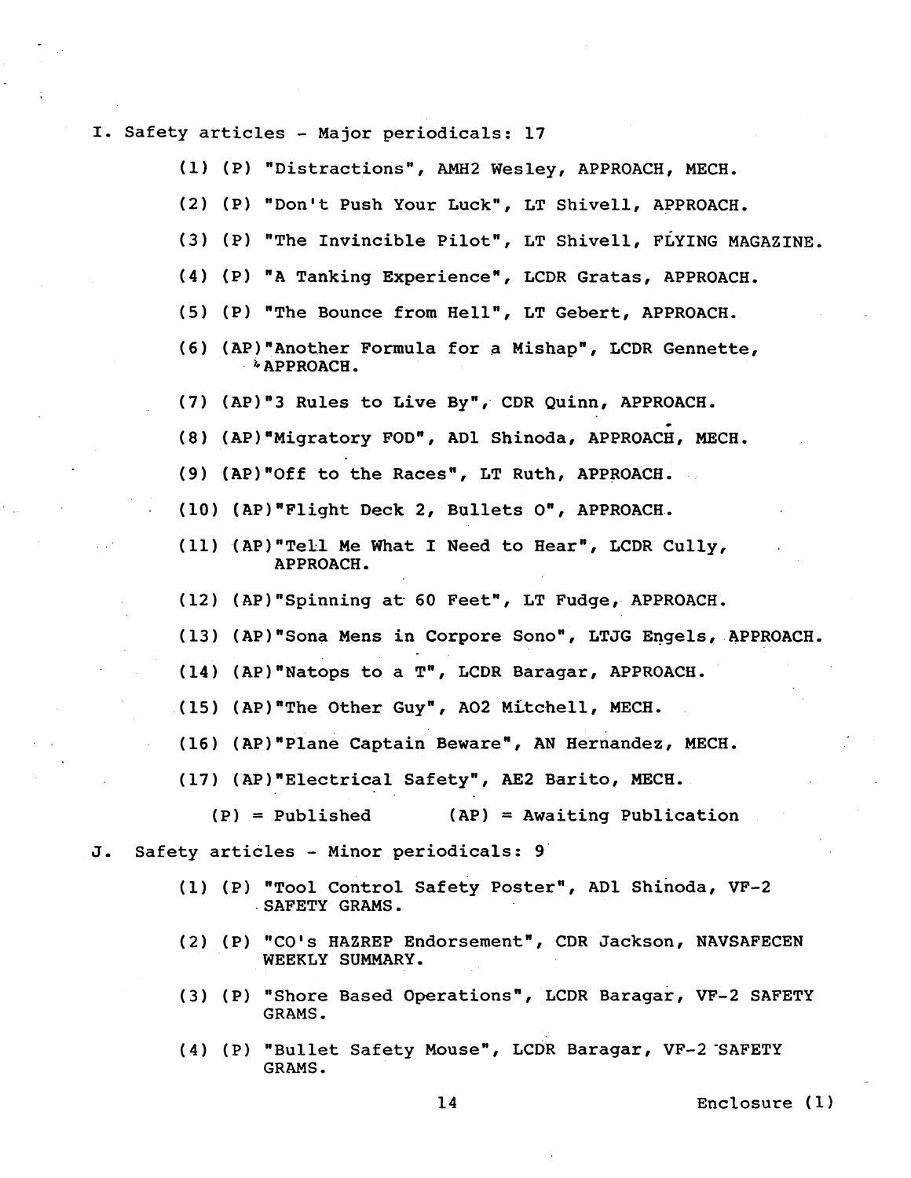I. Safety articles - Major periodicals: 17

(1) (P) "Distractions", AMH2 Wesley, APPROACH, MECH.

(2) (P) "Don't Push Your Luck", LT Shivell, APPROACH.

(3) (P) "The Invincible Pilot", LT Shivell, FLYING MAGAZINE.

(4) (P) "A Tanking Experience", LCDR Gratas, APPROACH.

(5) (P) "The Bounce from Hell", LT Gebert, APPROACH.

(6) (AP)"Another Formula for a Mishap", LCDR Gennette, APPROACH.

(7) (AP)"3 Rules to Live By", CDR Quinn, APPROACH.

(8) (AP)"Migratory FOD", AD1 Shinoda, APPROACH, MECH.

(9) (AP)"Off to the Races", LT Ruth, APPROACH.

(10) (AP)"Flight Deck 2, Bullets 0", APPROACH.

(11) (AP)"Tell Me What I Need to Hear", LCDR Cully, APPROACH.

(12) (AP)"Spinning at 60 Feet", LT Fudge, APPROACH.

(13) (AP)"Sona Mens in Corpore Sono", LTJG Engels, APPROACH.

(14) (AP)"Natops to a T", LCDR Baragar, APPROACH.

(15) (AP)"The Other Guy", AO2 Mitchell, MECH.

(16) (AP)"Plane Captain Beware", AN Hernandez, MECH.

(17) (AP)"Electrical Safety", AE2 Barito, MECH.

(P) = Published (AP) = Awaiting Publication

J. Safety articles - Minor periodicals: 9

(1) (P) "Tool Control Safety Poster", AD1 Shinoda, VF-2 SAFETY GRAMS.

(2) (P) "CO's HAZREP Endorsement", CDR Jackson, NAVSAFECEN WEEKLY SUMMARY.

(3) (P) "Shore Based Operations", LCDR Baragar, VF-2 SAFETY GRAMS.

(4) (P) "Bullet Safety Mouse", LCDR Baragar, VF-2 SAFETY GRAMS.

Enclosure (1)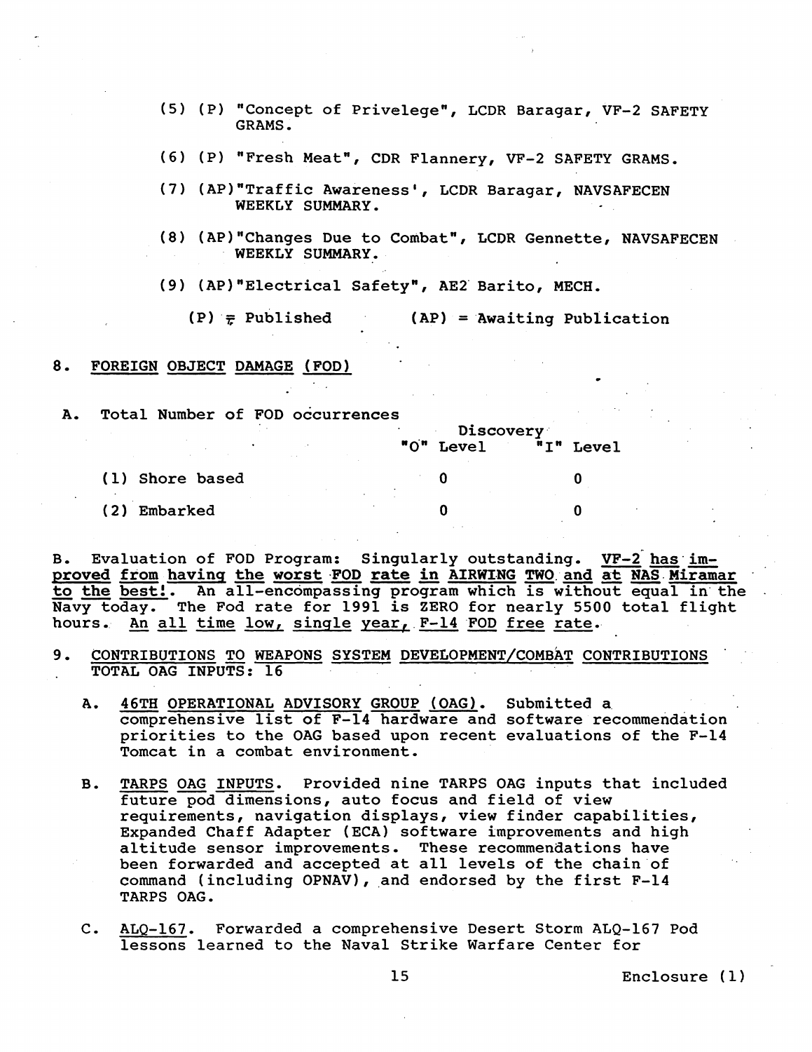(5) (P) "Concept of Privelege", LCDR Baragar, VF-2 SAFETY GRAMS.

(6) (P) "Fresh Meat", CDR Flannery, VF-2 SAFETY GRAMS.

(7) (AP)"Traffic Awareness', LCDR Baragar, NAVSAFECEN WEEKLY SUMMARY.

(8) (AP)"Changes Due to Combat", LCDR Gennette, NAVSAFECEN WEEKLY SUMMARY.

(9) (AP)"Electrical Safety", AE2 Barito, MECH.

(P) = Published (AP) = Awaiting Publication

8. FOREIGN OBJECT DAMAGE (FOD)

A. Total Number of FOD occurrences

| | Discovery | |
|---|---|---|
| | "O" Level | "I" Level |
| (1) Shore based | 0 | 0 |
| (2) Embarked | 0 | 0 |

B. Evaluation of FOD Program: Singularly outstanding. VF-2 has improved from having the worst FOD rate in AIRWING TWO and at NAS Miramar to the best!. An all-encompassing program which is without equal in the Navy today. The Fod rate for 1991 is ZERO for nearly 5500 total flight hours. An all time low, single year, F-14 FOD free rate.

9. CONTRIBUTIONS TO WEAPONS SYSTEM DEVELOPMENT/COMBAT CONTRIBUTIONS TOTAL OAG INPUTS: 16

A. 46TH OPERATIONAL ADVISORY GROUP (OAG). Submitted a comprehensive list of F-14 hardware and software recommendation priorities to the OAG based upon recent evaluations of the F-14 Tomcat in a combat environment.

B. TARPS OAG INPUTS. Provided nine TARPS OAG inputs that included future pod dimensions, auto focus and field of view requirements, navigation displays, view finder capabilities, Expanded Chaff Adapter (ECA) software improvements and high altitude sensor improvements. These recommendations have been forwarded and accepted at all levels of the chain of command (including OPNAV), and endorsed by the first F-14 TARPS OAG.

C. ALQ-167. Forwarded a comprehensive Desert Storm ALQ-167 Pod lessons learned to the Naval Strike Warfare Center for

Enclosure (1)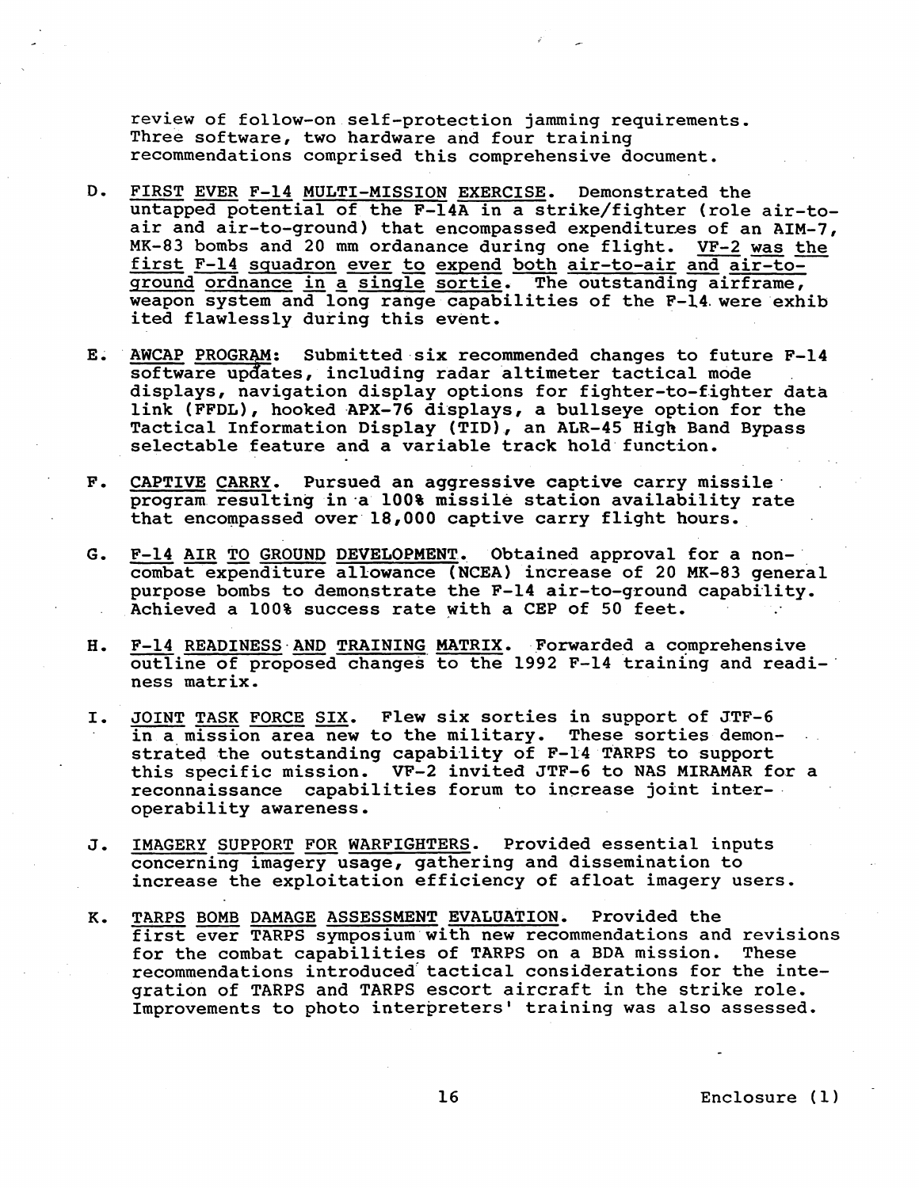review of follow-on self-protection jamming requirements. Three software, two hardware and four training recommendations comprised this comprehensive document.

D. FIRST EVER F-14 MULTI-MISSION EXERCISE. Demonstrated the untapped potential of the F-14A in a strike/fighter (role air-to-air and air-to-ground) that encompassed expenditures of an AIM-7, MK-83 bombs and 20 mm ordanance during one flight. VF-2 was the first F-14 squadron ever to expend both air-to-air and air-to-ground ordnance in a single sortie. The outstanding airframe, weapon system and long range capabilities of the F-14 were exhibited flawlessly during this event.

E. AWCAP PROGRAM: Submitted six recommended changes to future F-14 software updates, including radar altimeter tactical mode displays, navigation display options for fighter-to-fighter data link (FFDL), hooked APX-76 displays, a bullseye option for the Tactical Information Display (TID), an ALR-45 High Band Bypass selectable feature and a variable track hold function.

F. CAPTIVE CARRY. Pursued an aggressive captive carry missile program resulting in a 100% missile station availability rate that encompassed over 18,000 captive carry flight hours.

G. F-14 AIR TO GROUND DEVELOPMENT. Obtained approval for a non-combat expenditure allowance (NCEA) increase of 20 MK-83 general purpose bombs to demonstrate the F-14 air-to-ground capability. Achieved a 100% success rate with a CEP of 50 feet.

H. F-14 READINESS AND TRAINING MATRIX. Forwarded a comprehensive outline of proposed changes to the 1992 F-14 training and readiness matrix.

I. JOINT TASK FORCE SIX. Flew six sorties in support of JTF-6 in a mission area new to the military. These sorties demonstrated the outstanding capability of F-14 TARPS to support this specific mission. VF-2 invited JTF-6 to NAS MIRAMAR for a reconnaissance capabilities forum to increase joint interoperability awareness.

J. IMAGERY SUPPORT FOR WARFIGHTERS. Provided essential inputs concerning imagery usage, gathering and dissemination to increase the exploitation efficiency of afloat imagery users.

K. TARPS BOMB DAMAGE ASSESSMENT EVALUATION. Provided the first ever TARPS symposium with new recommendations and revisions for the combat capabilities of TARPS on a BDA mission. These recommendations introduced tactical considerations for the integration of TARPS and TARPS escort aircraft in the strike role. Improvements to photo interpreters' training was also assessed.

Enclosure (1)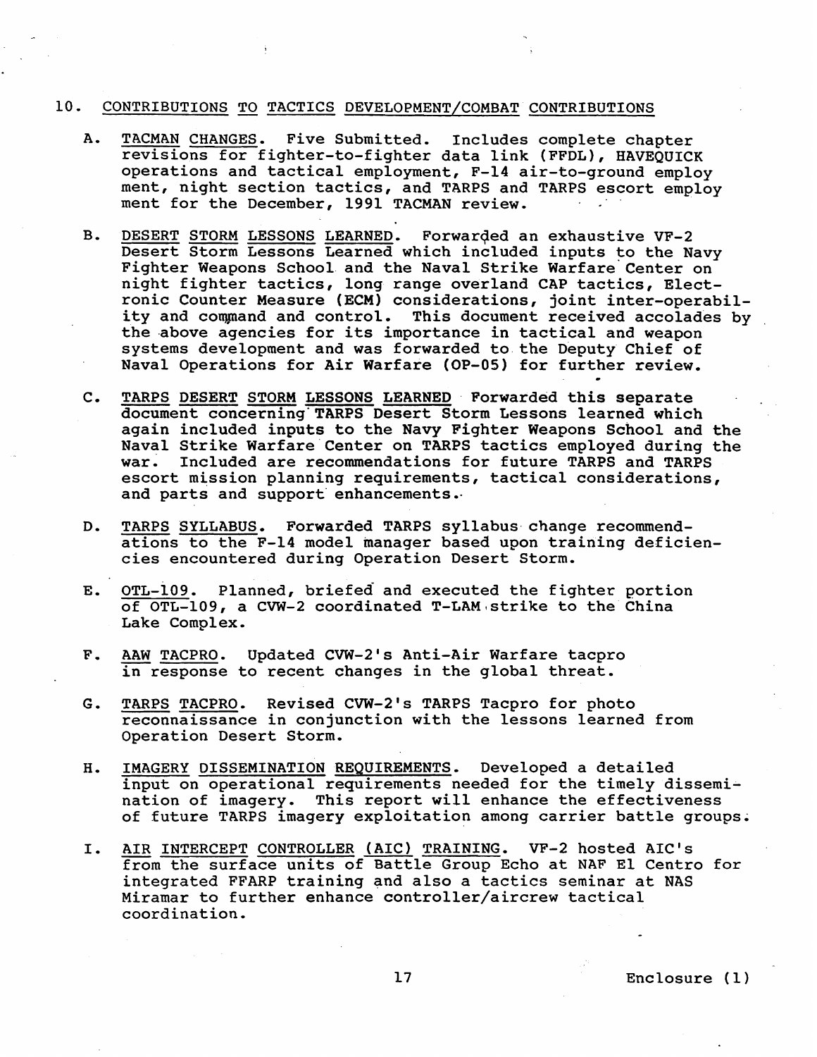## 10. CONTRIBUTIONS TO TACTICS DEVELOPMENT/COMBAT CONTRIBUTIONS

A. TACMAN CHANGES. Five Submitted. Includes complete chapter revisions for fighter-to-fighter data link (FFDL), HAVEQUICK operations and tactical employment, F-14 air-to-ground employment, night section tactics, and TARPS and TARPS escort employment for the December, 1991 TACMAN review.

B. DESERT STORM LESSONS LEARNED. Forwarded an exhaustive VF-2 Desert Storm Lessons Learned which included inputs to the Navy Fighter Weapons School and the Naval Strike Warfare Center on night fighter tactics, long range overland CAP tactics, Electronic Counter Measure (ECM) considerations, joint inter-operability and command and control. This document received accolades by the above agencies for its importance in tactical and weapon systems development and was forwarded to the Deputy Chief of Naval Operations for Air Warfare (OP-05) for further review.

C. TARPS DESERT STORM LESSONS LEARNED Forwarded this separate document concerning TARPS Desert Storm Lessons learned which again included inputs to the Navy Fighter Weapons School and the Naval Strike Warfare Center on TARPS tactics employed during the war. Included are recommendations for future TARPS and TARPS escort mission planning requirements, tactical considerations, and parts and support enhancements.

D. TARPS SYLLABUS. Forwarded TARPS syllabus change recommendations to the F-14 model manager based upon training deficiencies encountered during Operation Desert Storm.

E. OTL-109. Planned, briefed and executed the fighter portion of OTL-109, a CVW-2 coordinated T-LAM strike to the China Lake Complex.

F. AAW TACPRO. Updated CVW-2's Anti-Air Warfare tacpro in response to recent changes in the global threat.

G. TARPS TACPRO. Revised CVW-2's TARPS Tacpro for photo reconnaissance in conjunction with the lessons learned from Operation Desert Storm.

H. IMAGERY DISSEMINATION REQUIREMENTS. Developed a detailed input on operational requirements needed for the timely dissemination of imagery. This report will enhance the effectiveness of future TARPS imagery exploitation among carrier battle groups.

I. AIR INTERCEPT CONTROLLER (AIC) TRAINING. VF-2 hosted AIC's from the surface units of Battle Group Echo at NAF El Centro for integrated FFARP training and also a tactics seminar at NAS Miramar to further enhance controller/aircrew tactical coordination.

Enclosure (1)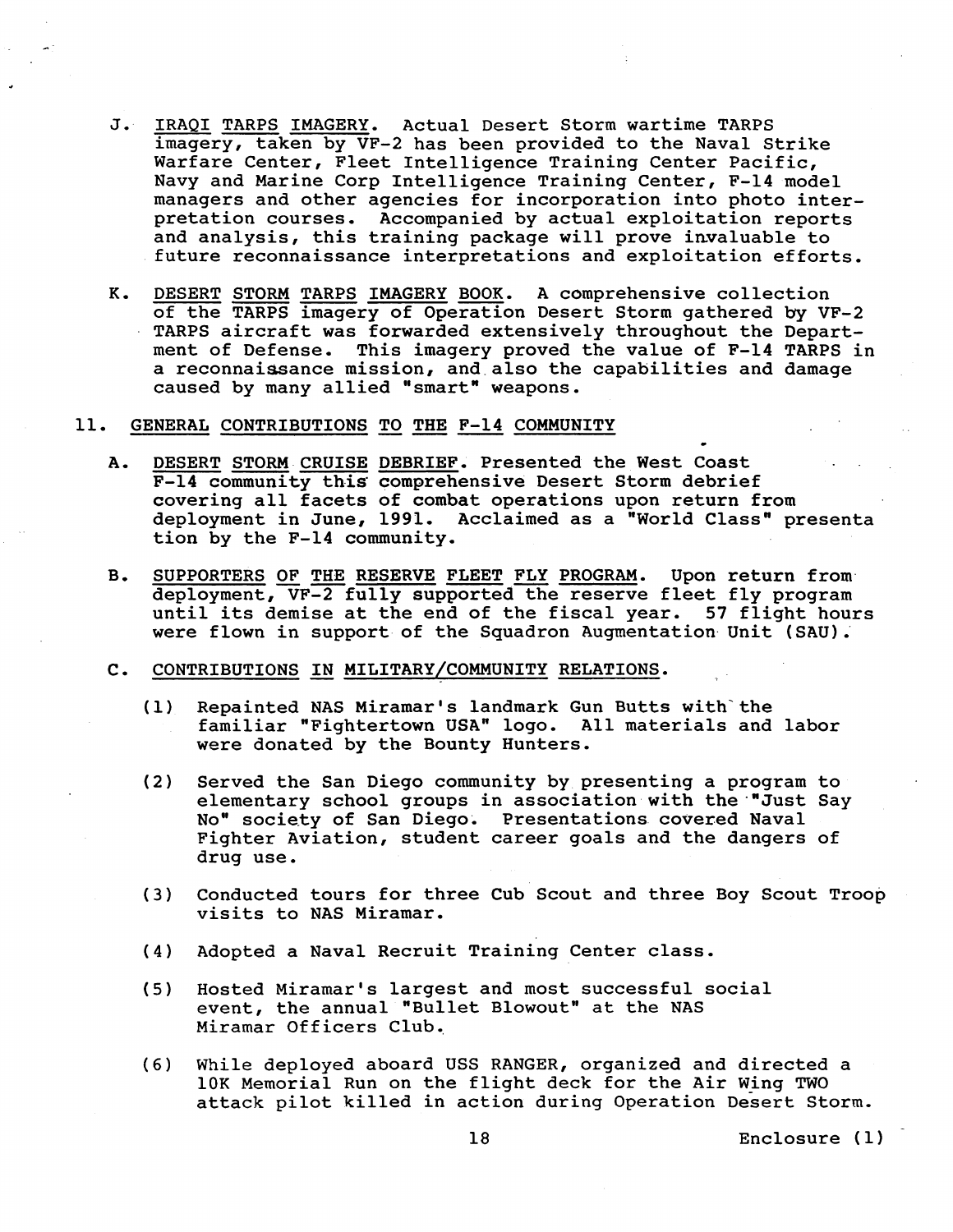J. <u>IRAQI TARPS IMAGERY</u>. Actual Desert Storm wartime TARPS imagery, taken by VF-2 has been provided to the Naval Strike Warfare Center, Fleet Intelligence Training Center Pacific, Navy and Marine Corp Intelligence Training Center, F-14 model managers and other agencies for incorporation into photo interpretation courses. Accompanied by actual exploitation reports and analysis, this training package will prove invaluable to future reconnaissance interpretations and exploitation efforts.

K. <u>DESERT STORM TARPS IMAGERY BOOK</u>. A comprehensive collection of the TARPS imagery of Operation Desert Storm gathered by VF-2 TARPS aircraft was forwarded extensively throughout the Department of Defense. This imagery proved the value of F-14 TARPS in a reconnaissance mission, and also the capabilities and damage caused by many allied "smart" weapons.

11. <u>GENERAL CONTRIBUTIONS TO THE F-14 COMMUNITY</u>

A. <u>DESERT STORM CRUISE DEBRIEF</u>. Presented the West Coast F-14 community this comprehensive Desert Storm debrief covering all facets of combat operations upon return from deployment in June, 1991. Acclaimed as a "World Class" presentation by the F-14 community.

B. <u>SUPPORTERS OF THE RESERVE FLEET FLY PROGRAM</u>. Upon return from deployment, VF-2 fully supported the reserve fleet fly program until its demise at the end of the fiscal year. 57 flight hours were flown in support of the Squadron Augmentation Unit (SAU).

C. <u>CONTRIBUTIONS IN MILITARY/COMMUNITY RELATIONS</u>.

(1) Repainted NAS Miramar's landmark Gun Butts with the familiar "Fightertown USA" logo. All materials and labor were donated by the Bounty Hunters.

(2) Served the San Diego community by presenting a program to elementary school groups in association with the "Just Say No" society of San Diego. Presentations covered Naval Fighter Aviation, student career goals and the dangers of drug use.

(3) Conducted tours for three Cub Scout and three Boy Scout Troop visits to NAS Miramar.

(4) Adopted a Naval Recruit Training Center class.

(5) Hosted Miramar's largest and most successful social event, the annual "Bullet Blowout" at the NAS Miramar Officers Club.

(6) While deployed aboard USS RANGER, organized and directed a 10K Memorial Run on the flight deck for the Air Wing TWO attack pilot killed in action during Operation Desert Storm.

Enclosure (1)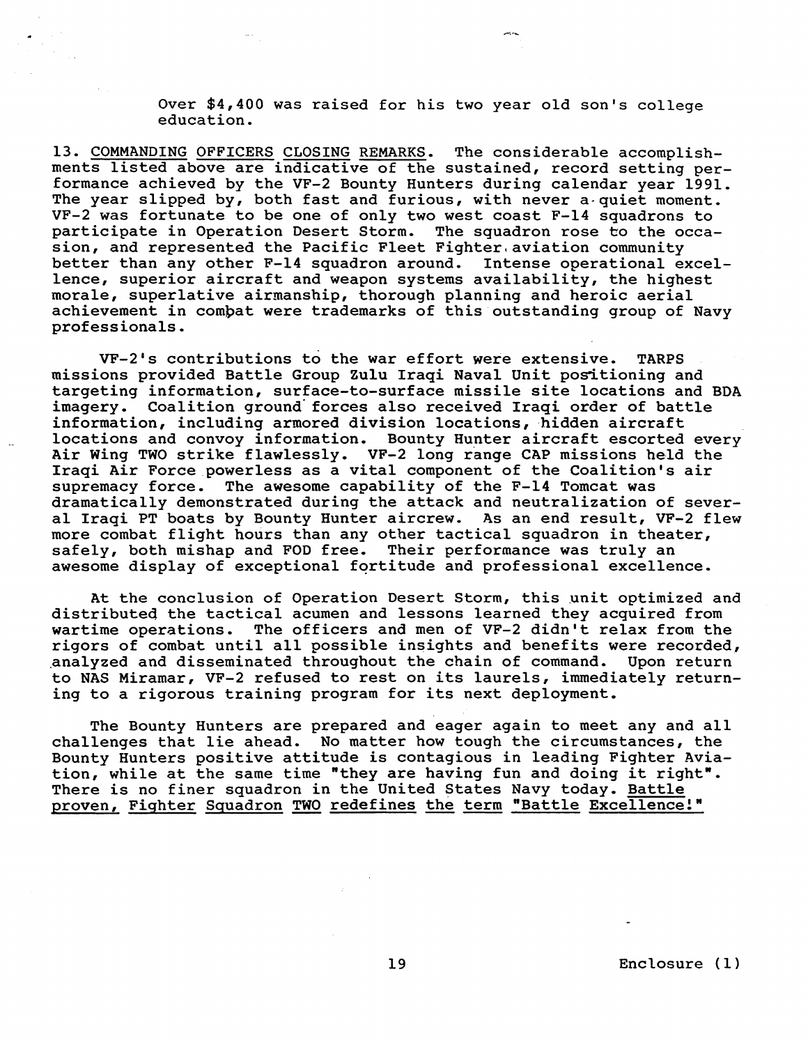Over $4,400 was raised for his two year old son's college education.

13. <u>COMMANDING OFFICERS CLOSING REMARKS</u>. The considerable accomplishments listed above are indicative of the sustained, record setting performance achieved by the VF-2 Bounty Hunters during calendar year 1991. The year slipped by, both fast and furious, with never a quiet moment. VF-2 was fortunate to be one of only two west coast F-14 squadrons to participate in Operation Desert Storm. The squadron rose to the occasion, and represented the Pacific Fleet Fighter aviation community better than any other F-14 squadron around. Intense operational excellence, superior aircraft and weapon systems availability, the highest morale, superlative airmanship, thorough planning and heroic aerial achievement in combat were trademarks of this outstanding group of Navy professionals.

VF-2's contributions to the war effort were extensive. TARPS missions provided Battle Group Zulu Iraqi Naval Unit positioning and targeting information, surface-to-surface missile site locations and BDA imagery. Coalition ground forces also received Iraqi order of battle information, including armored division locations, hidden aircraft locations and convoy information. Bounty Hunter aircraft escorted every Air Wing TWO strike flawlessly. VF-2 long range CAP missions held the Iraqi Air Force powerless as a vital component of the Coalition's air supremacy force. The awesome capability of the F-14 Tomcat was dramatically demonstrated during the attack and neutralization of several Iraqi PT boats by Bounty Hunter aircrew. As an end result, VF-2 flew more combat flight hours than any other tactical squadron in theater, safely, both mishap and FOD free. Their performance was truly an awesome display of exceptional fortitude and professional excellence.

At the conclusion of Operation Desert Storm, this unit optimized and distributed the tactical acumen and lessons learned they acquired from wartime operations. The officers and men of VF-2 didn't relax from the rigors of combat until all possible insights and benefits were recorded, analyzed and disseminated throughout the chain of command. Upon return to NAS Miramar, VF-2 refused to rest on its laurels, immediately returning to a rigorous training program for its next deployment.

The Bounty Hunters are prepared and eager again to meet any and all challenges that lie ahead. No matter how tough the circumstances, the Bounty Hunters positive attitude is contagious in leading Fighter Aviation, while at the same time "they are having fun and doing it right". There is no finer squadron in the United States Navy today. <u>Battle proven, Fighter Squadron TWO redefines the term "Battle Excellence!"</u>

Enclosure (1)